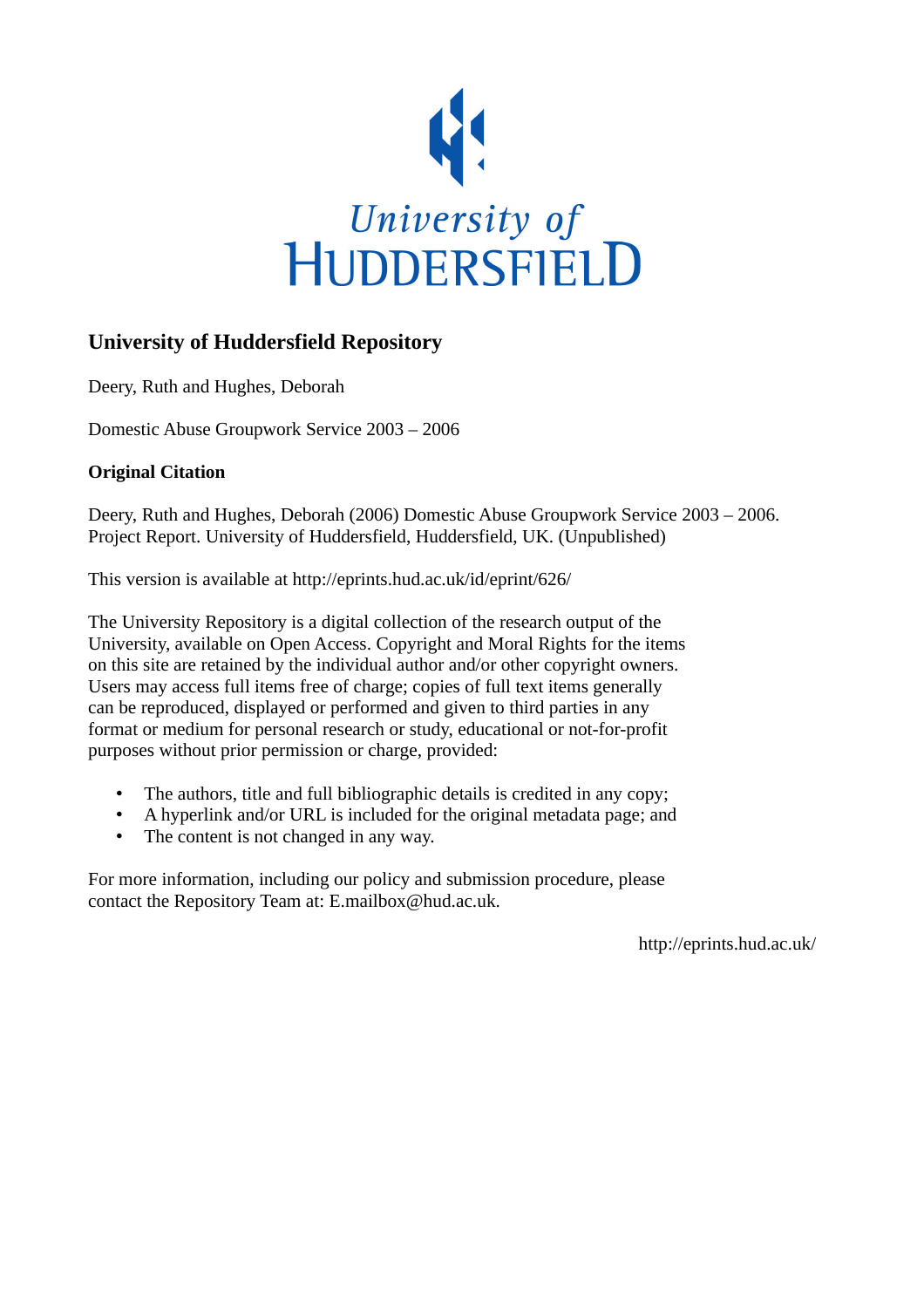University of
HUDDERSFIELD

## University of Huddersfield Repository

Deery, Ruth and Hughes, Deborah

Domestic Abuse Groupwork Service 2003 – 2006

### Original Citation

Deery, Ruth and Hughes, Deborah (2006) Domestic Abuse Groupwork Service 2003 – 2006. Project Report. University of Huddersfield, Huddersfield, UK. (Unpublished)

This version is available at http://eprints.hud.ac.uk/id/eprint/626/

The University Repository is a digital collection of the research output of the University, available on Open Access. Copyright and Moral Rights for the items on this site are retained by the individual author and/or other copyright owners. Users may access full items free of charge; copies of full text items generally can be reproduced, displayed or performed and given to third parties in any format or medium for personal research or study, educational or not-for-profit purposes without prior permission or charge, provided:

- The authors, title and full bibliographic details is credited in any copy;
- A hyperlink and/or URL is included for the original metadata page; and
- The content is not changed in any way.

For more information, including our policy and submission procedure, please contact the Repository Team at: E.mailbox@hud.ac.uk.

http://eprints.hud.ac.uk/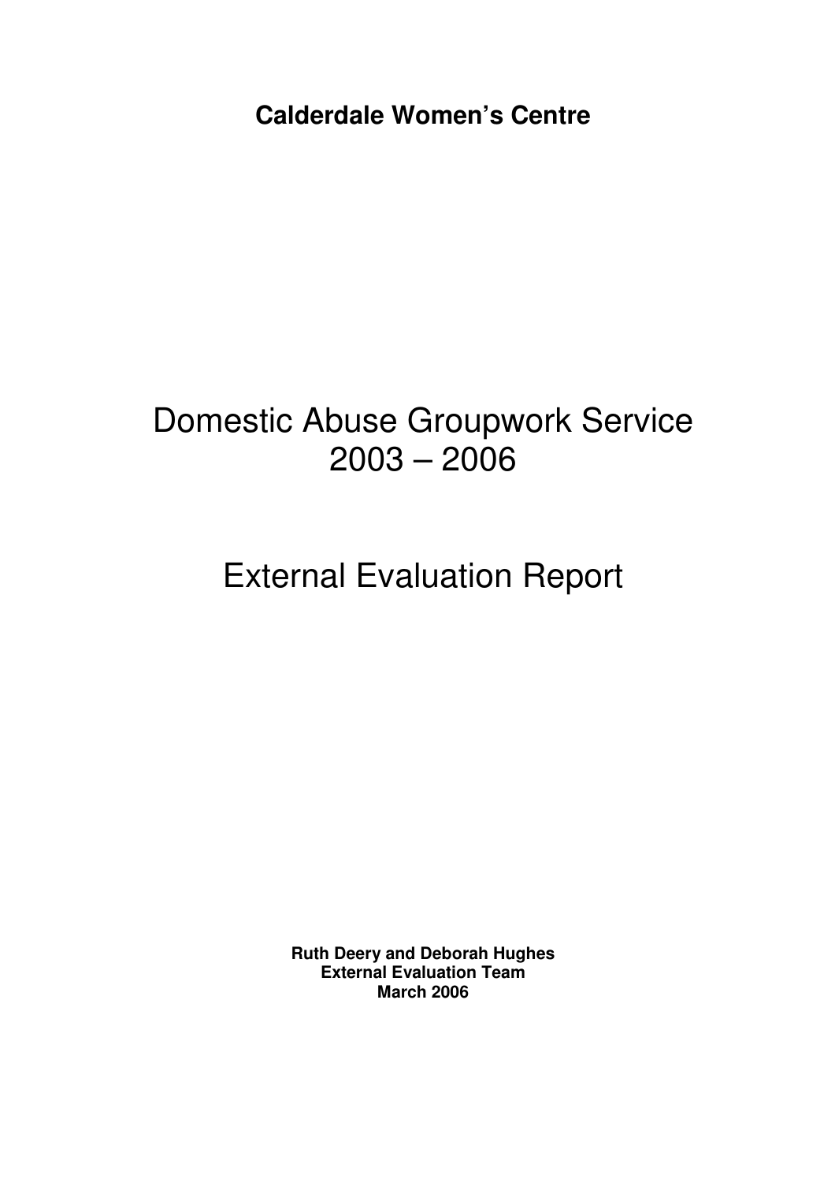**Calderdale Women's Centre**

# Domestic Abuse Groupwork Service 2003 – 2006

# External Evaluation Report

**Ruth Deery and Deborah Hughes**
**External Evaluation Team**
**March 2006**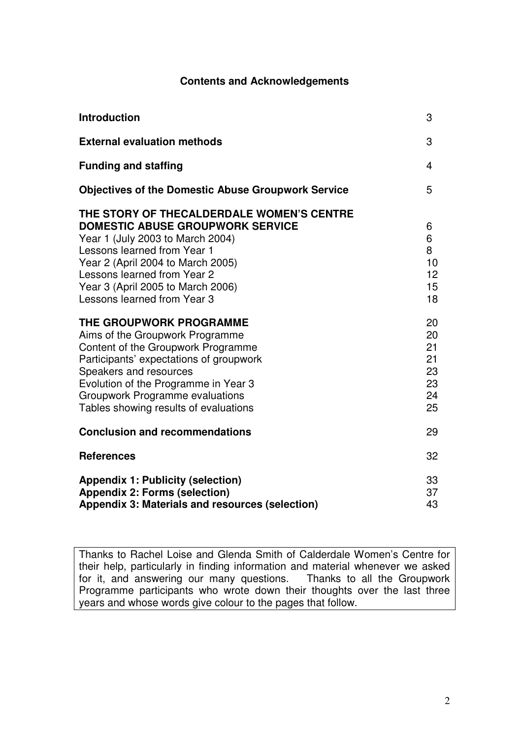# Contents and Acknowledgements

| | |
|---|---|
| **Introduction** | 3 |
| **External evaluation methods** | 3 |
| **Funding and staffing** | 4 |
| **Objectives of the Domestic Abuse Groupwork Service** | 5 |
| **THE STORY OF THECALDERDALE WOMEN'S CENTRE DOMESTIC ABUSE GROUPWORK SERVICE** | 6 |
| Year 1 (July 2003 to March 2004) | 6 |
| Lessons learned from Year 1 | 8 |
| Year 2 (April 2004 to March 2005) | 10 |
| Lessons learned from Year 2 | 12 |
| Year 3 (April 2005 to March 2006) | 15 |
| Lessons learned from Year 3 | 18 |
| **THE GROUPWORK PROGRAMME** | 20 |
| Aims of the Groupwork Programme | 20 |
| Content of the Groupwork Programme | 21 |
| Participants' expectations of groupwork | 21 |
| Speakers and resources | 23 |
| Evolution of the Programme in Year 3 | 23 |
| Groupwork Programme evaluations | 24 |
| Tables showing results of evaluations | 25 |
| **Conclusion and recommendations** | 29 |
| **References** | 32 |
| **Appendix 1: Publicity (selection)** | 33 |
| **Appendix 2: Forms (selection)** | 37 |
| **Appendix 3: Materials and resources (selection)** | 43 |

Thanks to Rachel Loise and Glenda Smith of Calderdale Women's Centre for their help, particularly in finding information and material whenever we asked for it, and answering our many questions. Thanks to all the Groupwork Programme participants who wrote down their thoughts over the last three years and whose words give colour to the pages that follow.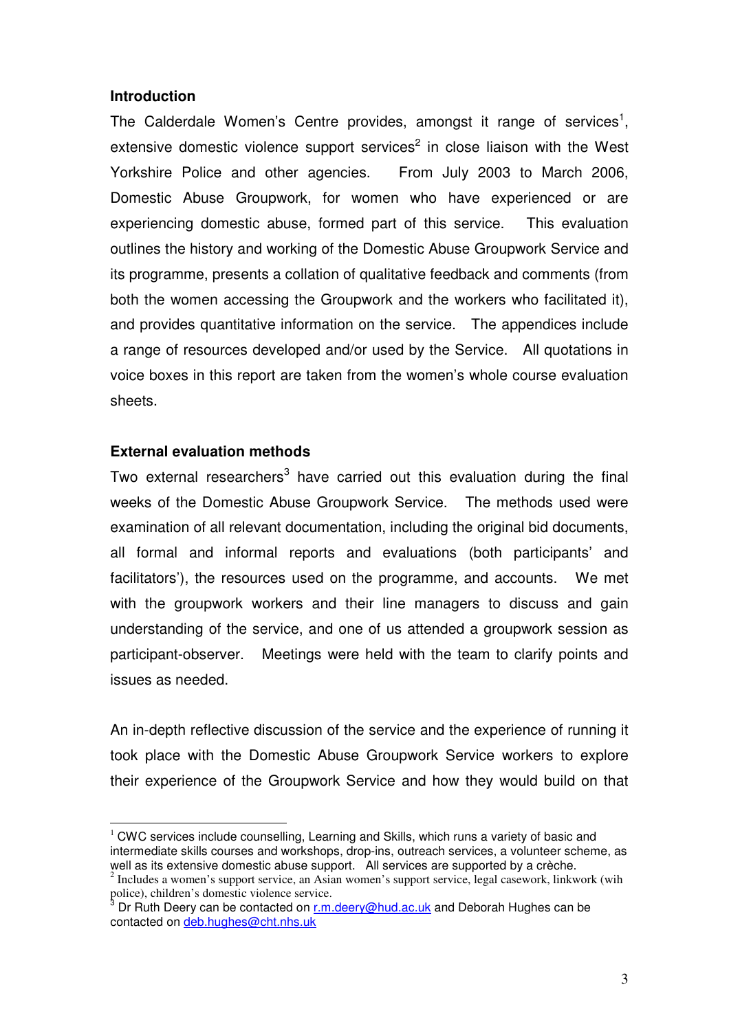**Introduction**

The Calderdale Women's Centre provides, amongst it range of services[1], extensive domestic violence support services[2] in close liaison with the West Yorkshire Police and other agencies. From July 2003 to March 2006, Domestic Abuse Groupwork, for women who have experienced or are experiencing domestic abuse, formed part of this service. This evaluation outlines the history and working of the Domestic Abuse Groupwork Service and its programme, presents a collation of qualitative feedback and comments (from both the women accessing the Groupwork and the workers who facilitated it), and provides quantitative information on the service. The appendices include a range of resources developed and/or used by the Service. All quotations in voice boxes in this report are taken from the women's whole course evaluation sheets.

**External evaluation methods**

Two external researchers[3] have carried out this evaluation during the final weeks of the Domestic Abuse Groupwork Service. The methods used were examination of all relevant documentation, including the original bid documents, all formal and informal reports and evaluations (both participants' and facilitators'), the resources used on the programme, and accounts. We met with the groupwork workers and their line managers to discuss and gain understanding of the service, and one of us attended a groupwork session as participant-observer. Meetings were held with the team to clarify points and issues as needed.

An in-depth reflective discussion of the service and the experience of running it took place with the Domestic Abuse Groupwork Service workers to explore their experience of the Groupwork Service and how they would build on that

---

[1] CWC services include counselling, Learning and Skills, which runs a variety of basic and intermediate skills courses and workshops, drop-ins, outreach services, a volunteer scheme, as well as its extensive domestic abuse support. All services are supported by a crèche.

[2] Includes a women's support service, an Asian women's support service, legal casework, linkwork (wih police), children's domestic violence service.

[3] Dr Ruth Deery can be contacted on r.m.deery@hud.ac.uk and Deborah Hughes can be contacted on deb.hughes@cht.nhs.uk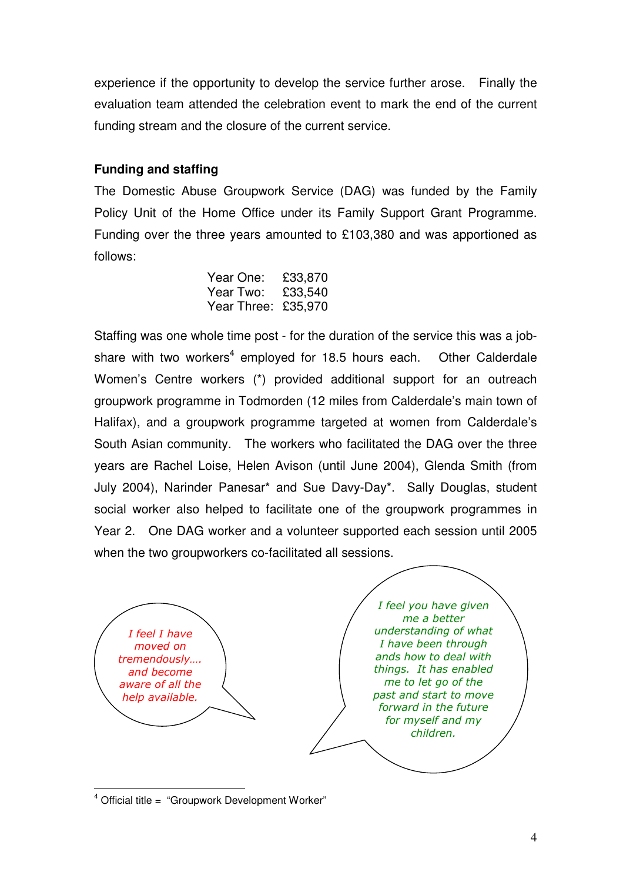experience if the opportunity to develop the service further arose. Finally the evaluation team attended the celebration event to mark the end of the current funding stream and the closure of the current service.

**Funding and staffing**

The Domestic Abuse Groupwork Service (DAG) was funded by the Family Policy Unit of the Home Office under its Family Support Grant Programme. Funding over the three years amounted to £103,380 and was apportioned as follows:

| | |
|---|---|
| Year One: | £33,870 |
| Year Two: | £33,540 |
| Year Three: | £35,970 |

Staffing was one whole time post - for the duration of the service this was a job-share with two workers[4] employed for 18.5 hours each. Other Calderdale Women's Centre workers (*) provided additional support for an outreach groupwork programme in Todmorden (12 miles from Calderdale's main town of Halifax), and a groupwork programme targeted at women from Calderdale's South Asian community. The workers who facilitated the DAG over the three years are Rachel Loise, Helen Avison (until June 2004), Glenda Smith (from July 2004), Narinder Panesar* and Sue Davy-Day*. Sally Douglas, student social worker also helped to facilitate one of the groupwork programmes in Year 2. One DAG worker and a volunteer supported each session until 2005 when the two groupworkers co-facilitated all sessions.

*I feel I have moved on tremendously…. and become aware of all the help available.*

*I feel you have given me a better understanding of what I have been through ands how to deal with things. It has enabled me to let go of the past and start to move forward in the future for myself and my children.*

[4] Official title = "Groupwork Development Worker"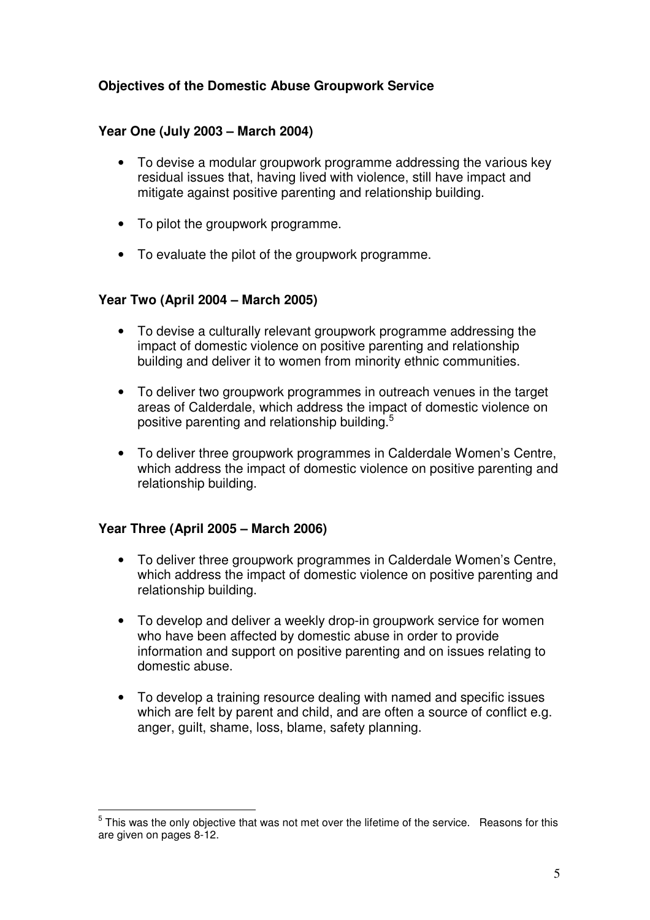## Objectives of the Domestic Abuse Groupwork Service

### Year One (July 2003 – March 2004)

- To devise a modular groupwork programme addressing the various key residual issues that, having lived with violence, still have impact and mitigate against positive parenting and relationship building.
- To pilot the groupwork programme.
- To evaluate the pilot of the groupwork programme.

### Year Two (April 2004 – March 2005)

- To devise a culturally relevant groupwork programme addressing the impact of domestic violence on positive parenting and relationship building and deliver it to women from minority ethnic communities.
- To deliver two groupwork programmes in outreach venues in the target areas of Calderdale, which address the impact of domestic violence on positive parenting and relationship building.[5]
- To deliver three groupwork programmes in Calderdale Women's Centre, which address the impact of domestic violence on positive parenting and relationship building.

### Year Three (April 2005 – March 2006)

- To deliver three groupwork programmes in Calderdale Women's Centre, which address the impact of domestic violence on positive parenting and relationship building.
- To develop and deliver a weekly drop-in groupwork service for women who have been affected by domestic abuse in order to provide information and support on positive parenting and on issues relating to domestic abuse.
- To develop a training resource dealing with named and specific issues which are felt by parent and child, and are often a source of conflict e.g. anger, guilt, shame, loss, blame, safety planning.

---

[5] This was the only objective that was not met over the lifetime of the service. Reasons for this are given on pages 8-12.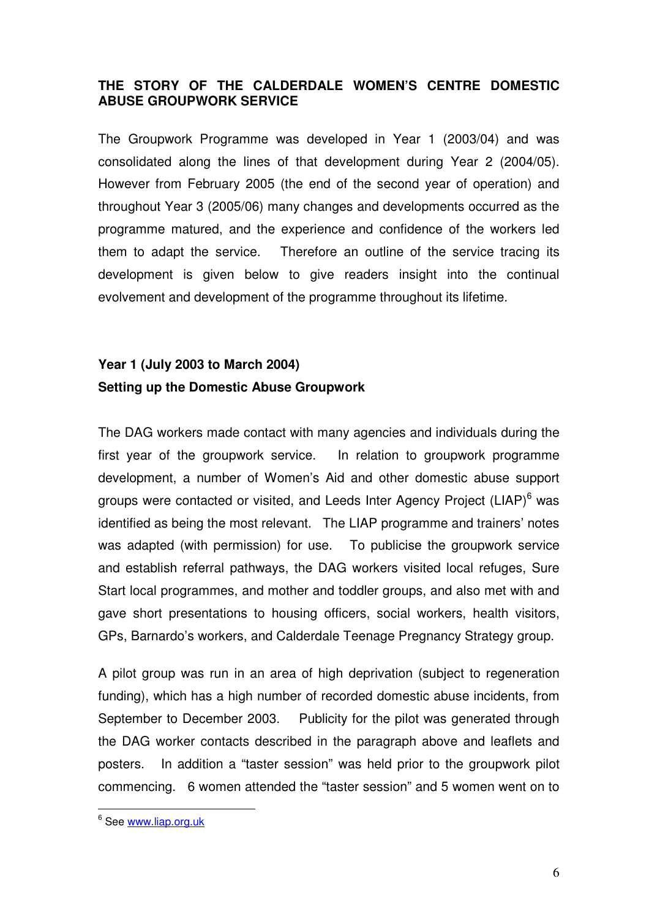## THE STORY OF THE CALDERDALE WOMEN'S CENTRE DOMESTIC ABUSE GROUPWORK SERVICE

The Groupwork Programme was developed in Year 1 (2003/04) and was consolidated along the lines of that development during Year 2 (2004/05). However from February 2005 (the end of the second year of operation) and throughout Year 3 (2005/06) many changes and developments occurred as the programme matured, and the experience and confidence of the workers led them to adapt the service. Therefore an outline of the service tracing its development is given below to give readers insight into the continual evolvement and development of the programme throughout its lifetime.

### Year 1 (July 2003 to March 2004)
### Setting up the Domestic Abuse Groupwork

The DAG workers made contact with many agencies and individuals during the first year of the groupwork service. In relation to groupwork programme development, a number of Women's Aid and other domestic abuse support groups were contacted or visited, and Leeds Inter Agency Project (LIAP)[6] was identified as being the most relevant. The LIAP programme and trainers' notes was adapted (with permission) for use. To publicise the groupwork service and establish referral pathways, the DAG workers visited local refuges, Sure Start local programmes, and mother and toddler groups, and also met with and gave short presentations to housing officers, social workers, health visitors, GPs, Barnardo's workers, and Calderdale Teenage Pregnancy Strategy group.

A pilot group was run in an area of high deprivation (subject to regeneration funding), which has a high number of recorded domestic abuse incidents, from September to December 2003. Publicity for the pilot was generated through the DAG worker contacts described in the paragraph above and leaflets and posters. In addition a "taster session" was held prior to the groupwork pilot commencing. 6 women attended the "taster session" and 5 women went on to

---

[6] See www.liap.org.uk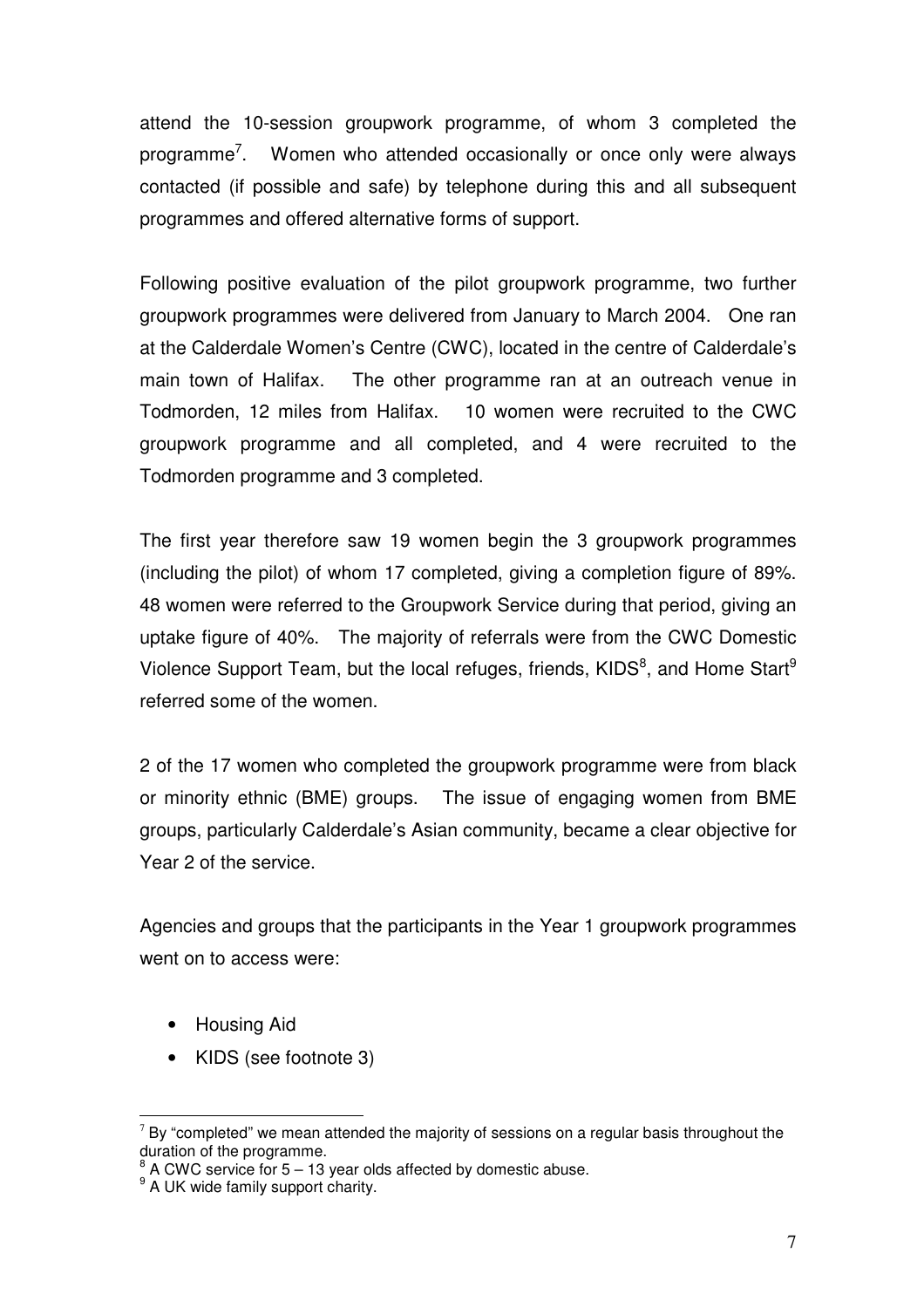attend the 10-session groupwork programme, of whom 3 completed the programme[7]. Women who attended occasionally or once only were always contacted (if possible and safe) by telephone during this and all subsequent programmes and offered alternative forms of support.

Following positive evaluation of the pilot groupwork programme, two further groupwork programmes were delivered from January to March 2004. One ran at the Calderdale Women's Centre (CWC), located in the centre of Calderdale's main town of Halifax. The other programme ran at an outreach venue in Todmorden, 12 miles from Halifax. 10 women were recruited to the CWC groupwork programme and all completed, and 4 were recruited to the Todmorden programme and 3 completed.

The first year therefore saw 19 women begin the 3 groupwork programmes (including the pilot) of whom 17 completed, giving a completion figure of 89%. 48 women were referred to the Groupwork Service during that period, giving an uptake figure of 40%. The majority of referrals were from the CWC Domestic Violence Support Team, but the local refuges, friends, KIDS[8], and Home Start[9] referred some of the women.

2 of the 17 women who completed the groupwork programme were from black or minority ethnic (BME) groups. The issue of engaging women from BME groups, particularly Calderdale's Asian community, became a clear objective for Year 2 of the service.

Agencies and groups that the participants in the Year 1 groupwork programmes went on to access were:

- Housing Aid
- KIDS (see footnote 3)

[7] By "completed" we mean attended the majority of sessions on a regular basis throughout the duration of the programme.
[8] A CWC service for 5 – 13 year olds affected by domestic abuse.
[9] A UK wide family support charity.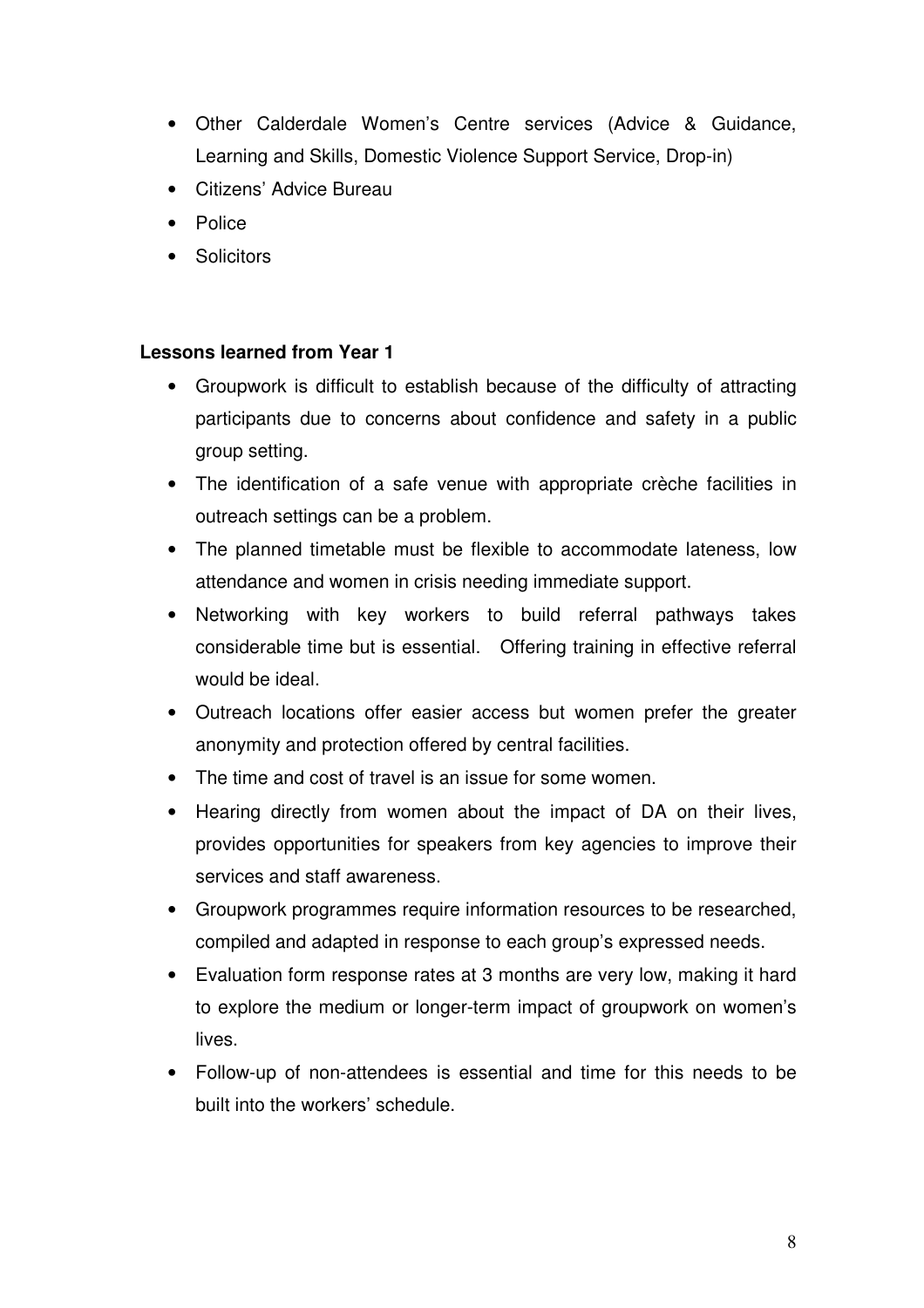- Other Calderdale Women's Centre services (Advice & Guidance, Learning and Skills, Domestic Violence Support Service, Drop-in)
- Citizens' Advice Bureau
- Police
- Solicitors

**Lessons learned from Year 1**

- Groupwork is difficult to establish because of the difficulty of attracting participants due to concerns about confidence and safety in a public group setting.
- The identification of a safe venue with appropriate crèche facilities in outreach settings can be a problem.
- The planned timetable must be flexible to accommodate lateness, low attendance and women in crisis needing immediate support.
- Networking with key workers to build referral pathways takes considerable time but is essential. Offering training in effective referral would be ideal.
- Outreach locations offer easier access but women prefer the greater anonymity and protection offered by central facilities.
- The time and cost of travel is an issue for some women.
- Hearing directly from women about the impact of DA on their lives, provides opportunities for speakers from key agencies to improve their services and staff awareness.
- Groupwork programmes require information resources to be researched, compiled and adapted in response to each group's expressed needs.
- Evaluation form response rates at 3 months are very low, making it hard to explore the medium or longer-term impact of groupwork on women's lives.
- Follow-up of non-attendees is essential and time for this needs to be built into the workers' schedule.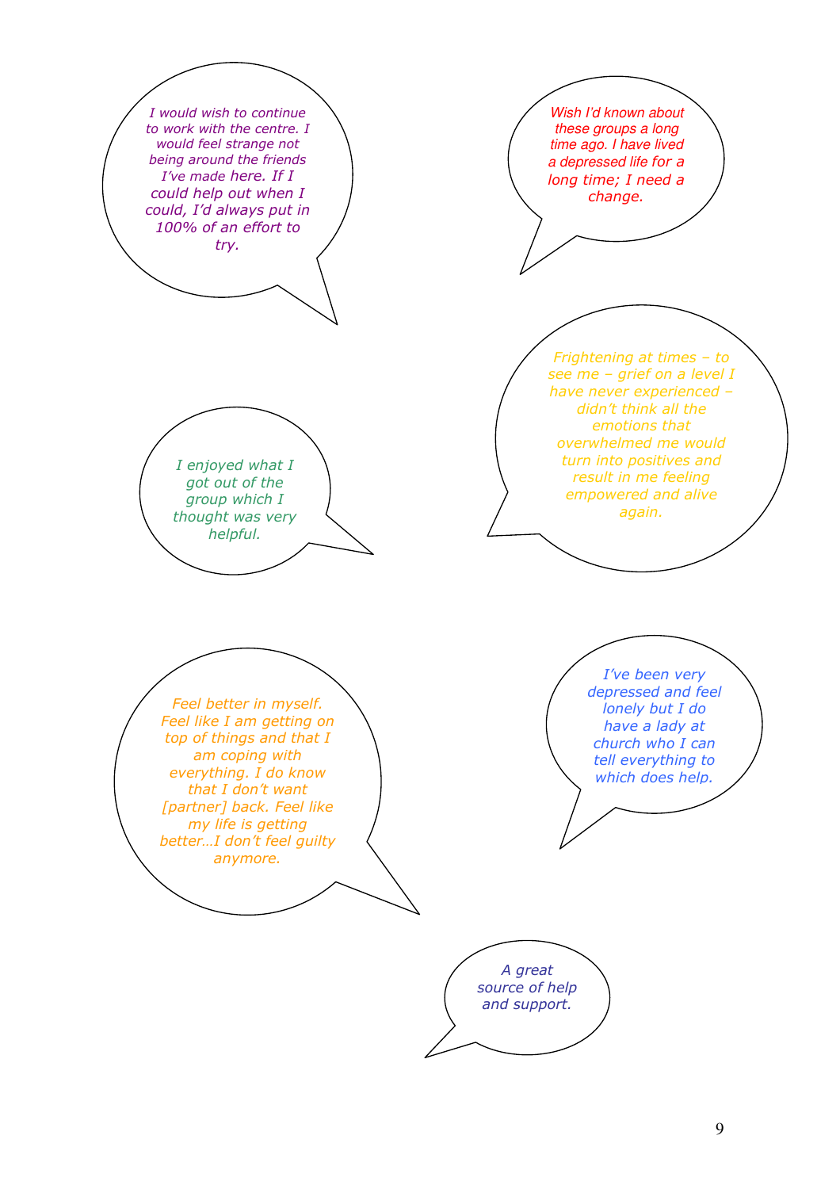*I would wish to continue to work with the centre. I would feel strange not being around the friends I've made here. If I could help out when I could, I'd always put in 100% of an effort to try.*

*Wish I'd known about these groups a long time ago. I have lived a depressed life for a long time; I need a change.*

*Frightening at times – to see me – grief on a level I have never experienced – didn't think all the emotions that overwhelmed me would turn into positives and result in me feeling empowered and alive again.*

*I enjoyed what I got out of the group which I thought was very helpful.*

*Feel better in myself. Feel like I am getting on top of things and that I am coping with everything. I do know that I don't want [partner] back. Feel like my life is getting better…I don't feel guilty anymore.*

*I've been very depressed and feel lonely but I do have a lady at church who I can tell everything to which does help.*

*A great source of help and support.*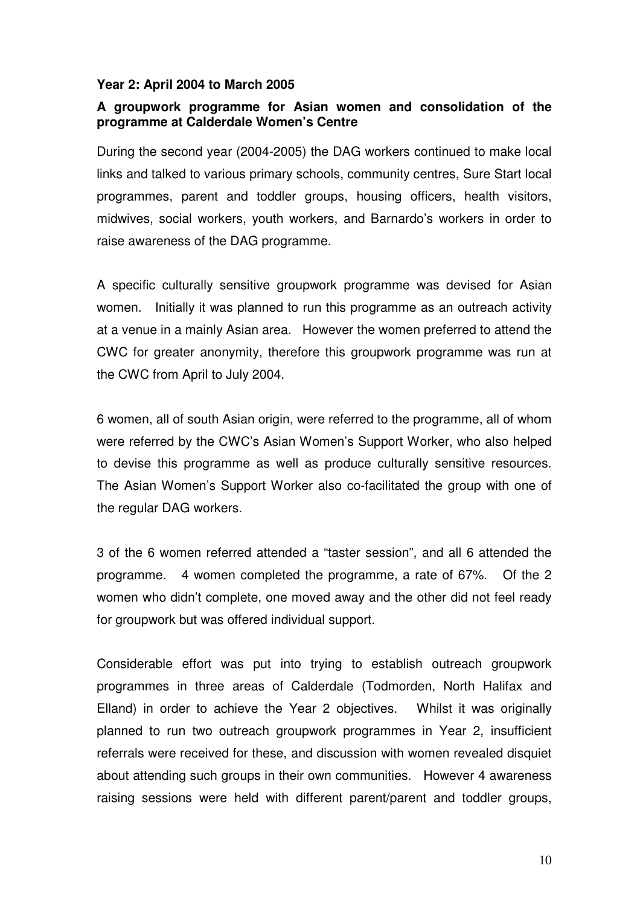**Year 2: April 2004 to March 2005**

**A groupwork programme for Asian women and consolidation of the programme at Calderdale Women's Centre**

During the second year (2004-2005) the DAG workers continued to make local links and talked to various primary schools, community centres, Sure Start local programmes, parent and toddler groups, housing officers, health visitors, midwives, social workers, youth workers, and Barnardo's workers in order to raise awareness of the DAG programme.

A specific culturally sensitive groupwork programme was devised for Asian women. Initially it was planned to run this programme as an outreach activity at a venue in a mainly Asian area. However the women preferred to attend the CWC for greater anonymity, therefore this groupwork programme was run at the CWC from April to July 2004.

6 women, all of south Asian origin, were referred to the programme, all of whom were referred by the CWC's Asian Women's Support Worker, who also helped to devise this programme as well as produce culturally sensitive resources. The Asian Women's Support Worker also co-facilitated the group with one of the regular DAG workers.

3 of the 6 women referred attended a "taster session", and all 6 attended the programme. 4 women completed the programme, a rate of 67%. Of the 2 women who didn't complete, one moved away and the other did not feel ready for groupwork but was offered individual support.

Considerable effort was put into trying to establish outreach groupwork programmes in three areas of Calderdale (Todmorden, North Halifax and Elland) in order to achieve the Year 2 objectives. Whilst it was originally planned to run two outreach groupwork programmes in Year 2, insufficient referrals were received for these, and discussion with women revealed disquiet about attending such groups in their own communities. However 4 awareness raising sessions were held with different parent/parent and toddler groups,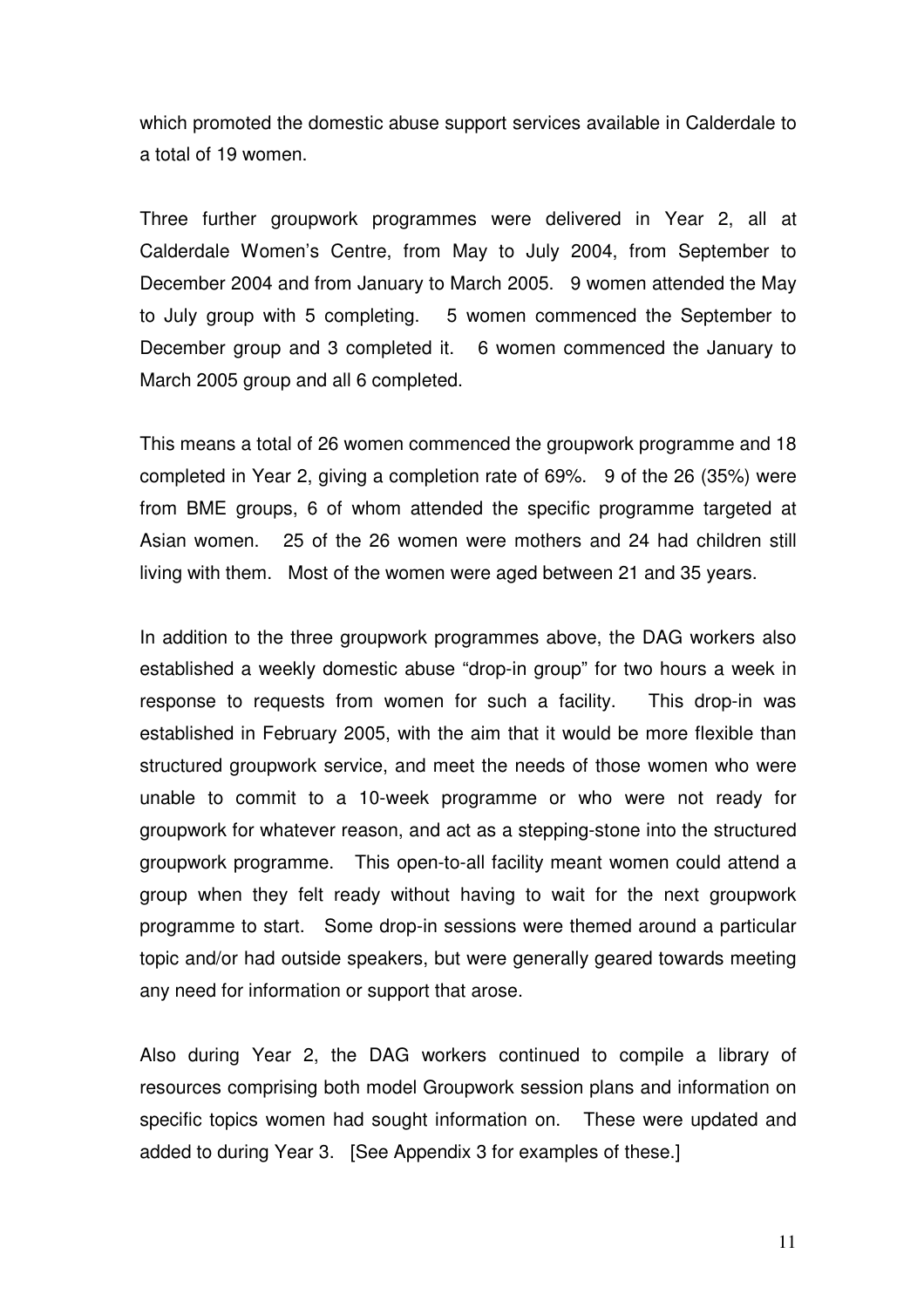which promoted the domestic abuse support services available in Calderdale to a total of 19 women.

Three further groupwork programmes were delivered in Year 2, all at Calderdale Women's Centre, from May to July 2004, from September to December 2004 and from January to March 2005. 9 women attended the May to July group with 5 completing. 5 women commenced the September to December group and 3 completed it. 6 women commenced the January to March 2005 group and all 6 completed.

This means a total of 26 women commenced the groupwork programme and 18 completed in Year 2, giving a completion rate of 69%. 9 of the 26 (35%) were from BME groups, 6 of whom attended the specific programme targeted at Asian women. 25 of the 26 women were mothers and 24 had children still living with them. Most of the women were aged between 21 and 35 years.

In addition to the three groupwork programmes above, the DAG workers also established a weekly domestic abuse "drop-in group" for two hours a week in response to requests from women for such a facility. This drop-in was established in February 2005, with the aim that it would be more flexible than structured groupwork service, and meet the needs of those women who were unable to commit to a 10-week programme or who were not ready for groupwork for whatever reason, and act as a stepping-stone into the structured groupwork programme. This open-to-all facility meant women could attend a group when they felt ready without having to wait for the next groupwork programme to start. Some drop-in sessions were themed around a particular topic and/or had outside speakers, but were generally geared towards meeting any need for information or support that arose.

Also during Year 2, the DAG workers continued to compile a library of resources comprising both model Groupwork session plans and information on specific topics women had sought information on. These were updated and added to during Year 3. [See Appendix 3 for examples of these.]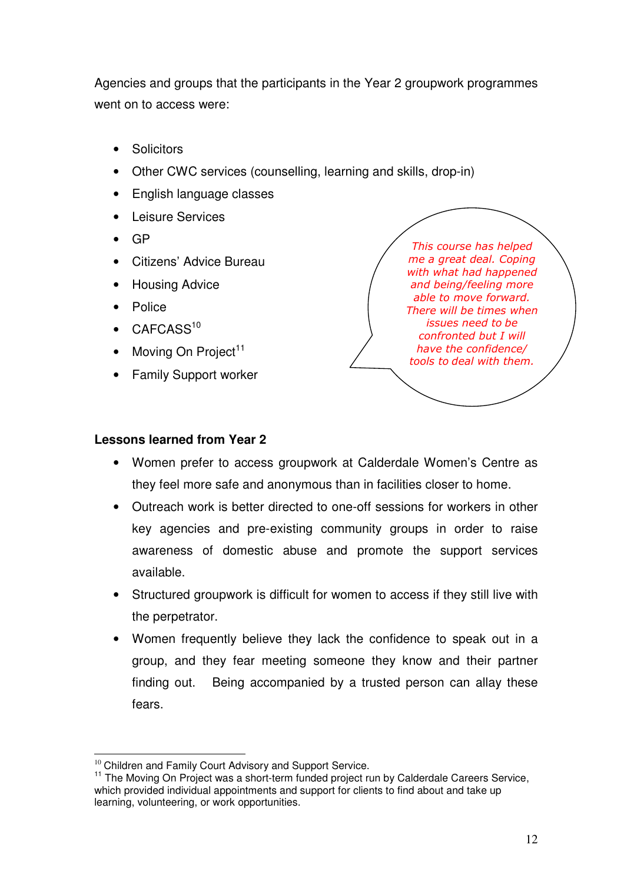Agencies and groups that the participants in the Year 2 groupwork programmes went on to access were:

- Solicitors
- Other CWC services (counselling, learning and skills, drop-in)
- English language classes
- Leisure Services
- GP
- Citizens' Advice Bureau
- Housing Advice
- Police
- CAFCASS[10]
- Moving On Project[11]
- Family Support worker

*This course has helped me a great deal. Coping with what had happened and being/feeling more able to move forward. There will be times when issues need to be confronted but I will have the confidence/ tools to deal with them.*

**Lessons learned from Year 2**

- Women prefer to access groupwork at Calderdale Women's Centre as they feel more safe and anonymous than in facilities closer to home.
- Outreach work is better directed to one-off sessions for workers in other key agencies and pre-existing community groups in order to raise awareness of domestic abuse and promote the support services available.
- Structured groupwork is difficult for women to access if they still live with the perpetrator.
- Women frequently believe they lack the confidence to speak out in a group, and they fear meeting someone they know and their partner finding out. Being accompanied by a trusted person can allay these fears.

---

[10] Children and Family Court Advisory and Support Service.

[11] The Moving On Project was a short-term funded project run by Calderdale Careers Service, which provided individual appointments and support for clients to find about and take up learning, volunteering, or work opportunities.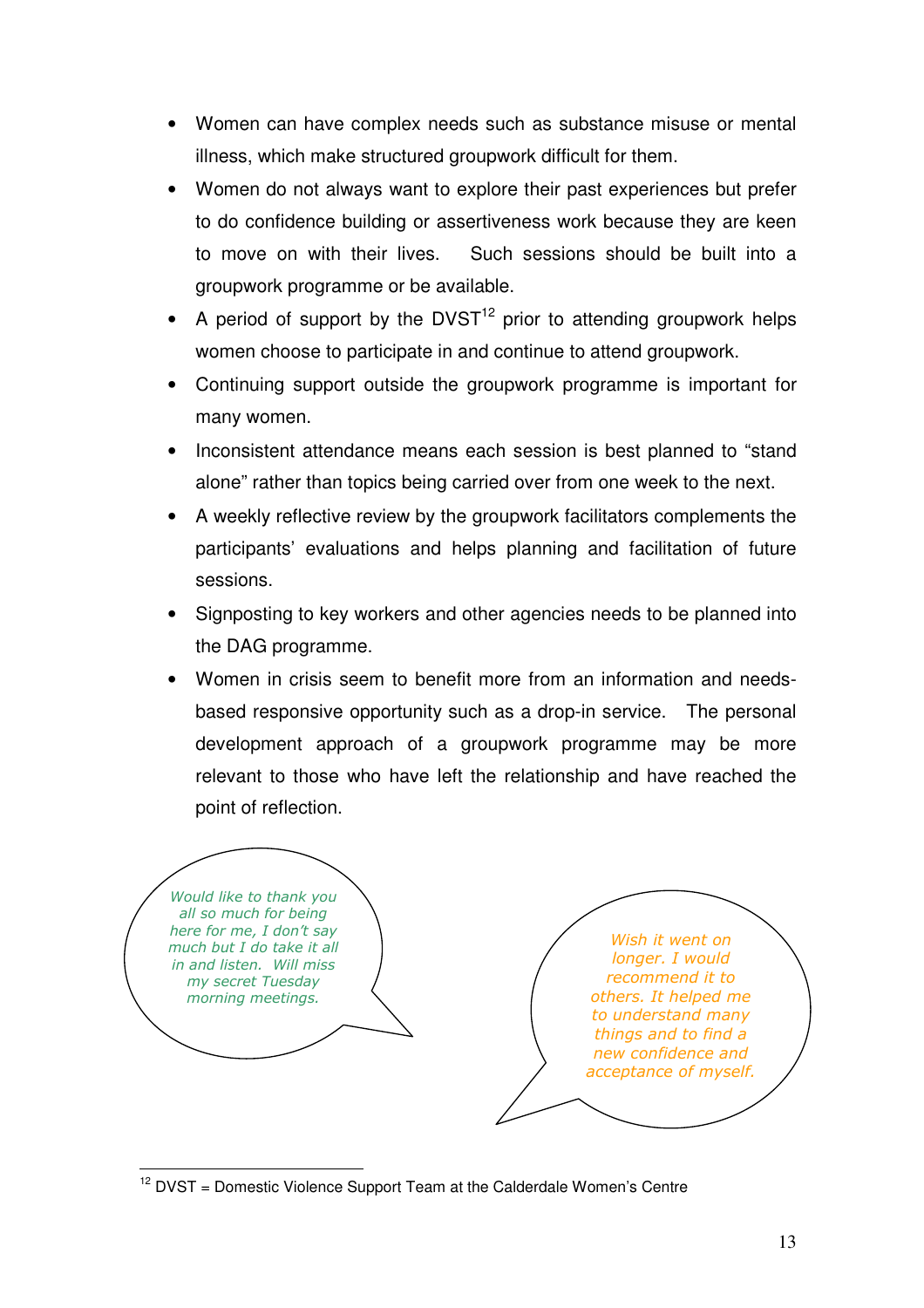- Women can have complex needs such as substance misuse or mental illness, which make structured groupwork difficult for them.
- Women do not always want to explore their past experiences but prefer to do confidence building or assertiveness work because they are keen to move on with their lives. Such sessions should be built into a groupwork programme or be available.
- A period of support by the DVST[12] prior to attending groupwork helps women choose to participate in and continue to attend groupwork.
- Continuing support outside the groupwork programme is important for many women.
- Inconsistent attendance means each session is best planned to "stand alone" rather than topics being carried over from one week to the next.
- A weekly reflective review by the groupwork facilitators complements the participants' evaluations and helps planning and facilitation of future sessions.
- Signposting to key workers and other agencies needs to be planned into the DAG programme.
- Women in crisis seem to benefit more from an information and needs-based responsive opportunity such as a drop-in service. The personal development approach of a groupwork programme may be more relevant to those who have left the relationship and have reached the point of reflection.

*Would like to thank you all so much for being here for me, I don't say much but I do take it all in and listen. Will miss my secret Tuesday morning meetings.*

*Wish it went on longer. I would recommend it to others. It helped me to understand many things and to find a new confidence and acceptance of myself.*

[12] DVST = Domestic Violence Support Team at the Calderdale Women's Centre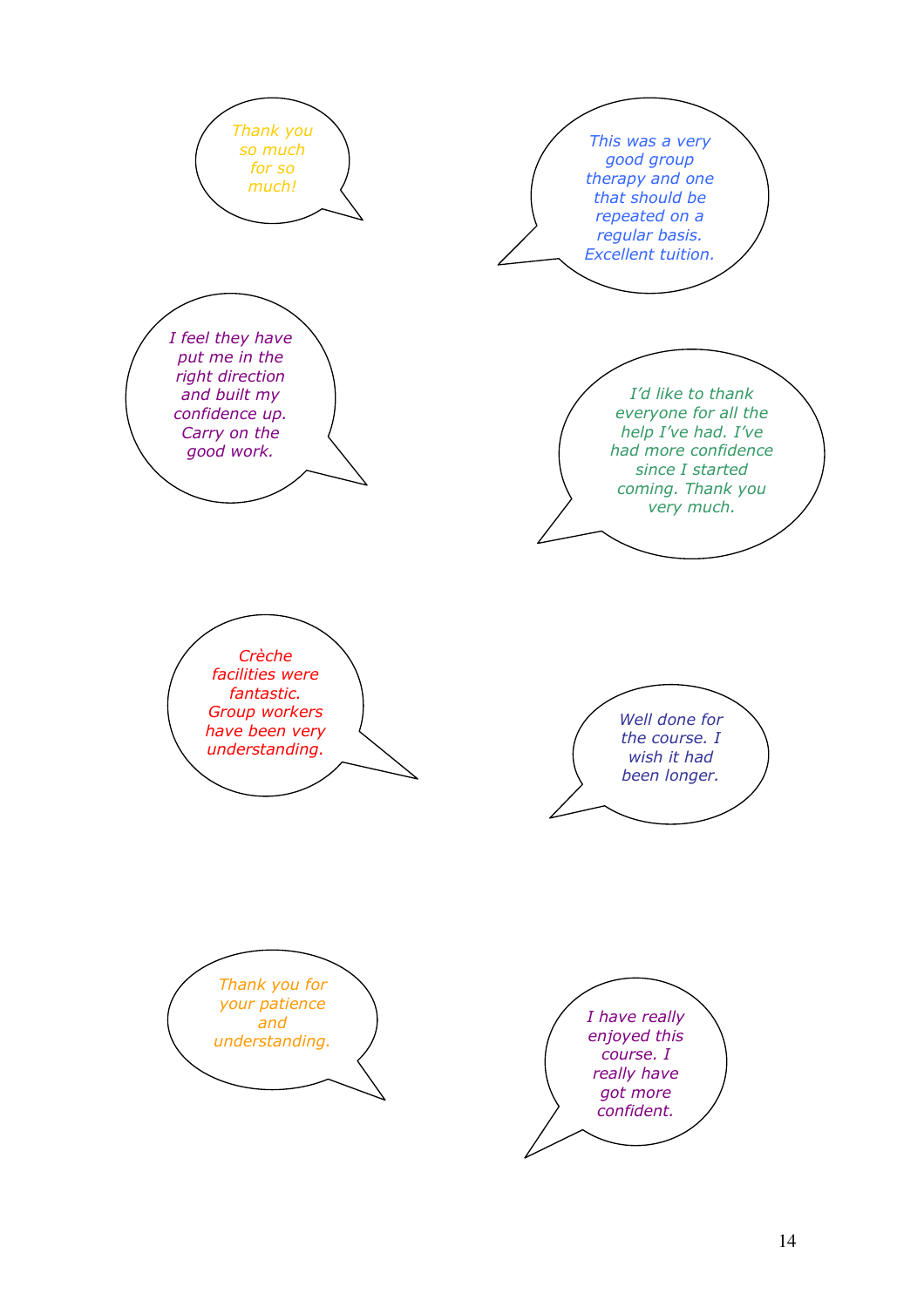*Thank you so much for so much!*

*This was a very good group therapy and one that should be repeated on a regular basis. Excellent tuition.*

*I feel they have put me in the right direction and built my confidence up. Carry on the good work.*

*I'd like to thank everyone for all the help I've had. I've had more confidence since I started coming. Thank you very much.*

*Crèche facilities were fantastic. Group workers have been very understanding.*

*Well done for the course. I wish it had been longer.*

*Thank you for your patience and understanding.*

*I have really enjoyed this course. I really have got more confident.*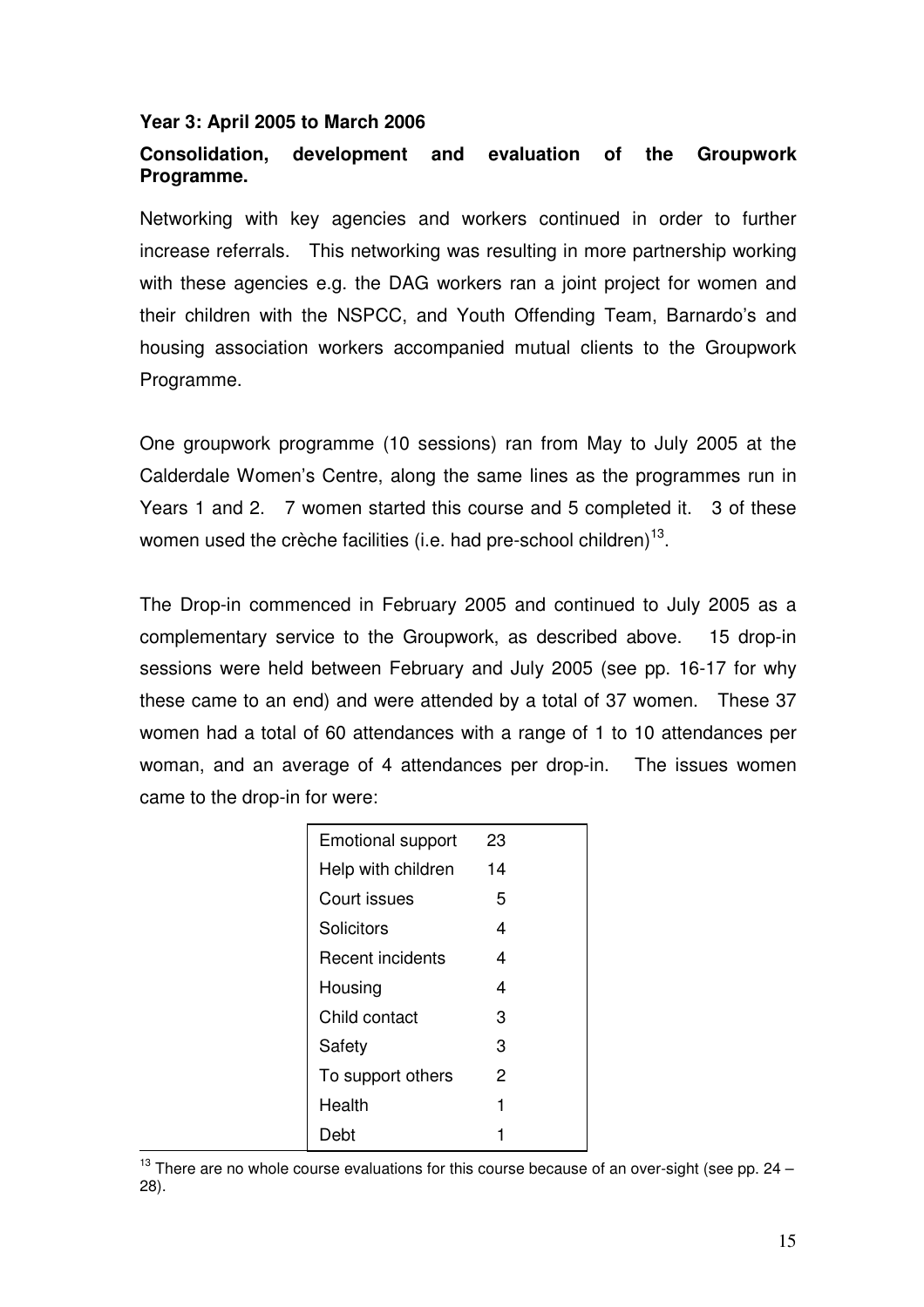**Year 3: April 2005 to March 2006**

**Consolidation, development and evaluation of the Groupwork Programme.**

Networking with key agencies and workers continued in order to further increase referrals. This networking was resulting in more partnership working with these agencies e.g. the DAG workers ran a joint project for women and their children with the NSPCC, and Youth Offending Team, Barnardo's and housing association workers accompanied mutual clients to the Groupwork Programme.

One groupwork programme (10 sessions) ran from May to July 2005 at the Calderdale Women's Centre, along the same lines as the programmes run in Years 1 and 2. 7 women started this course and 5 completed it. 3 of these women used the crèche facilities (i.e. had pre-school children)[13].

The Drop-in commenced in February 2005 and continued to July 2005 as a complementary service to the Groupwork, as described above. 15 drop-in sessions were held between February and July 2005 (see pp. 16-17 for why these came to an end) and were attended by a total of 37 women. These 37 women had a total of 60 attendances with a range of 1 to 10 attendances per woman, and an average of 4 attendances per drop-in. The issues women came to the drop-in for were:

| Issue | Number |
|---|---|
| Emotional support | 23 |
| Help with children | 14 |
| Court issues | 5 |
| Solicitors | 4 |
| Recent incidents | 4 |
| Housing | 4 |
| Child contact | 3 |
| Safety | 3 |
| To support others | 2 |
| Health | 1 |
| Debt | 1 |

[13] There are no whole course evaluations for this course because of an over-sight (see pp. 24 – 28).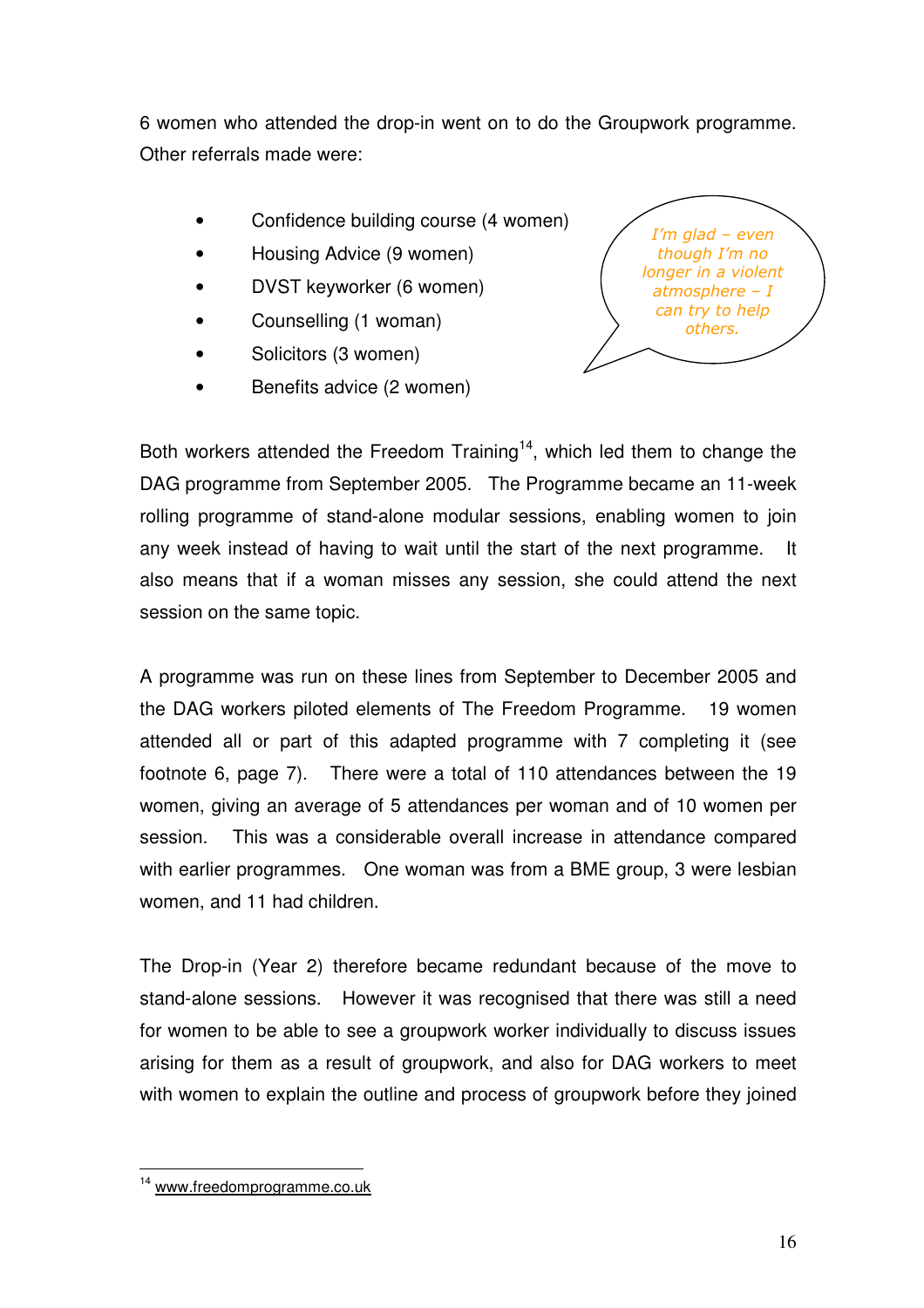6 women who attended the drop-in went on to do the Groupwork programme. Other referrals made were:

- Confidence building course (4 women)
- Housing Advice (9 women)
- DVST keyworker (6 women)
- Counselling (1 woman)
- Solicitors (3 women)
- Benefits advice (2 women)

*I'm glad – even though I'm no longer in a violent atmosphere – I can try to help others.*

Both workers attended the Freedom Training[14], which led them to change the DAG programme from September 2005. The Programme became an 11-week rolling programme of stand-alone modular sessions, enabling women to join any week instead of having to wait until the start of the next programme. It also means that if a woman misses any session, she could attend the next session on the same topic.

A programme was run on these lines from September to December 2005 and the DAG workers piloted elements of The Freedom Programme. 19 women attended all or part of this adapted programme with 7 completing it (see footnote 6, page 7). There were a total of 110 attendances between the 19 women, giving an average of 5 attendances per woman and of 10 women per session. This was a considerable overall increase in attendance compared with earlier programmes. One woman was from a BME group, 3 were lesbian women, and 11 had children.

The Drop-in (Year 2) therefore became redundant because of the move to stand-alone sessions. However it was recognised that there was still a need for women to be able to see a groupwork worker individually to discuss issues arising for them as a result of groupwork, and also for DAG workers to meet with women to explain the outline and process of groupwork before they joined

[14] www.freedomprogramme.co.uk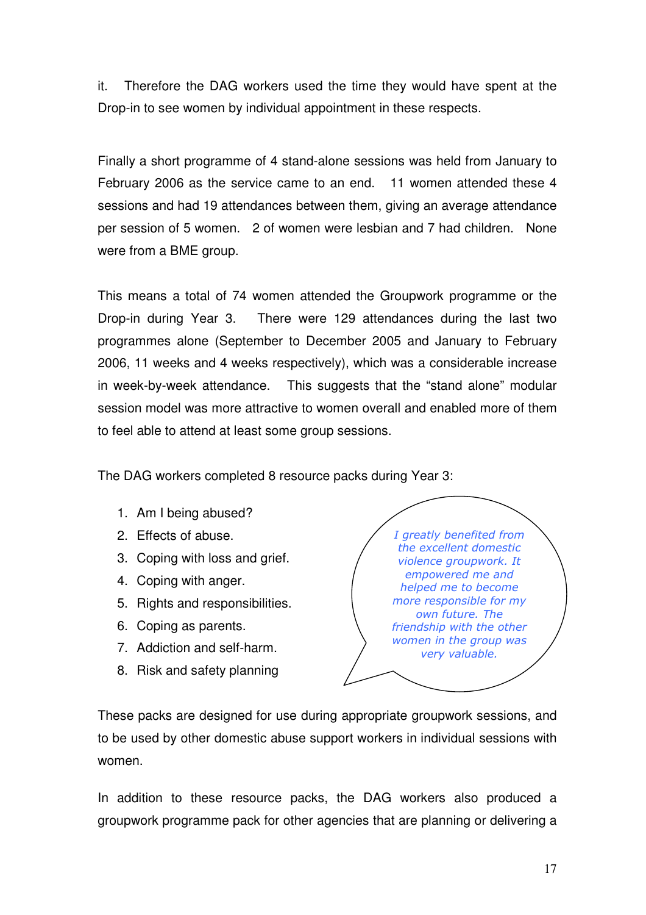it. Therefore the DAG workers used the time they would have spent at the Drop-in to see women by individual appointment in these respects.

Finally a short programme of 4 stand-alone sessions was held from January to February 2006 as the service came to an end. 11 women attended these 4 sessions and had 19 attendances between them, giving an average attendance per session of 5 women. 2 of women were lesbian and 7 had children. None were from a BME group.

This means a total of 74 women attended the Groupwork programme or the Drop-in during Year 3. There were 129 attendances during the last two programmes alone (September to December 2005 and January to February 2006, 11 weeks and 4 weeks respectively), which was a considerable increase in week-by-week attendance. This suggests that the "stand alone" modular session model was more attractive to women overall and enabled more of them to feel able to attend at least some group sessions.

The DAG workers completed 8 resource packs during Year 3:

1. Am I being abused?
2. Effects of abuse.
3. Coping with loss and grief.
4. Coping with anger.
5. Rights and responsibilities.
6. Coping as parents.
7. Addiction and self-harm.
8. Risk and safety planning

*I greatly benefited from the excellent domestic violence groupwork. It empowered me and helped me to become more responsible for my own future. The friendship with the other women in the group was very valuable.*

These packs are designed for use during appropriate groupwork sessions, and to be used by other domestic abuse support workers in individual sessions with women.

In addition to these resource packs, the DAG workers also produced a groupwork programme pack for other agencies that are planning or delivering a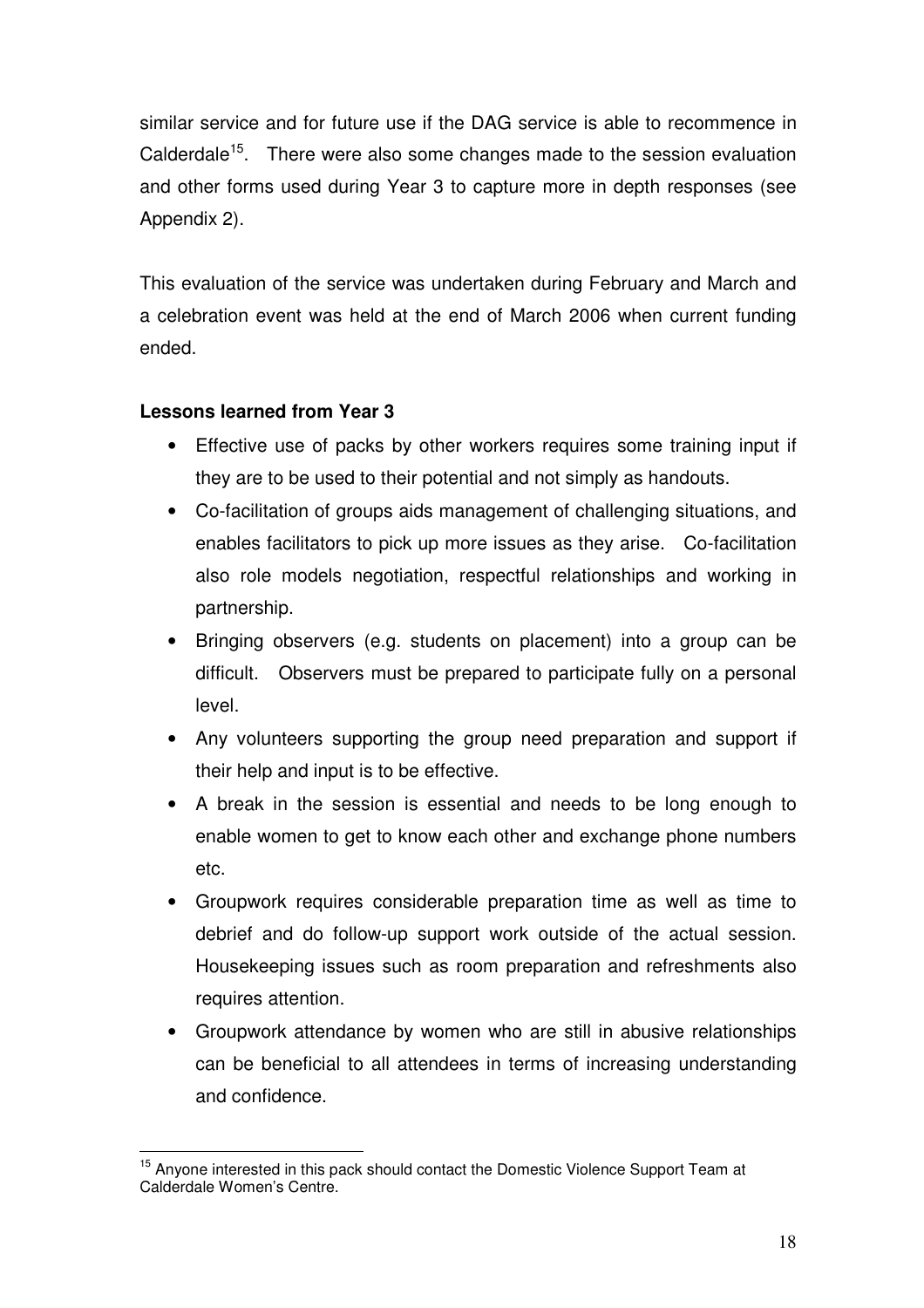similar service and for future use if the DAG service is able to recommence in Calderdale[15]. There were also some changes made to the session evaluation and other forms used during Year 3 to capture more in depth responses (see Appendix 2).

This evaluation of the service was undertaken during February and March and a celebration event was held at the end of March 2006 when current funding ended.

**Lessons learned from Year 3**

- Effective use of packs by other workers requires some training input if they are to be used to their potential and not simply as handouts.
- Co-facilitation of groups aids management of challenging situations, and enables facilitators to pick up more issues as they arise. Co-facilitation also role models negotiation, respectful relationships and working in partnership.
- Bringing observers (e.g. students on placement) into a group can be difficult. Observers must be prepared to participate fully on a personal level.
- Any volunteers supporting the group need preparation and support if their help and input is to be effective.
- A break in the session is essential and needs to be long enough to enable women to get to know each other and exchange phone numbers etc.
- Groupwork requires considerable preparation time as well as time to debrief and do follow-up support work outside of the actual session. Housekeeping issues such as room preparation and refreshments also requires attention.
- Groupwork attendance by women who are still in abusive relationships can be beneficial to all attendees in terms of increasing understanding and confidence.

[15] Anyone interested in this pack should contact the Domestic Violence Support Team at Calderdale Women's Centre.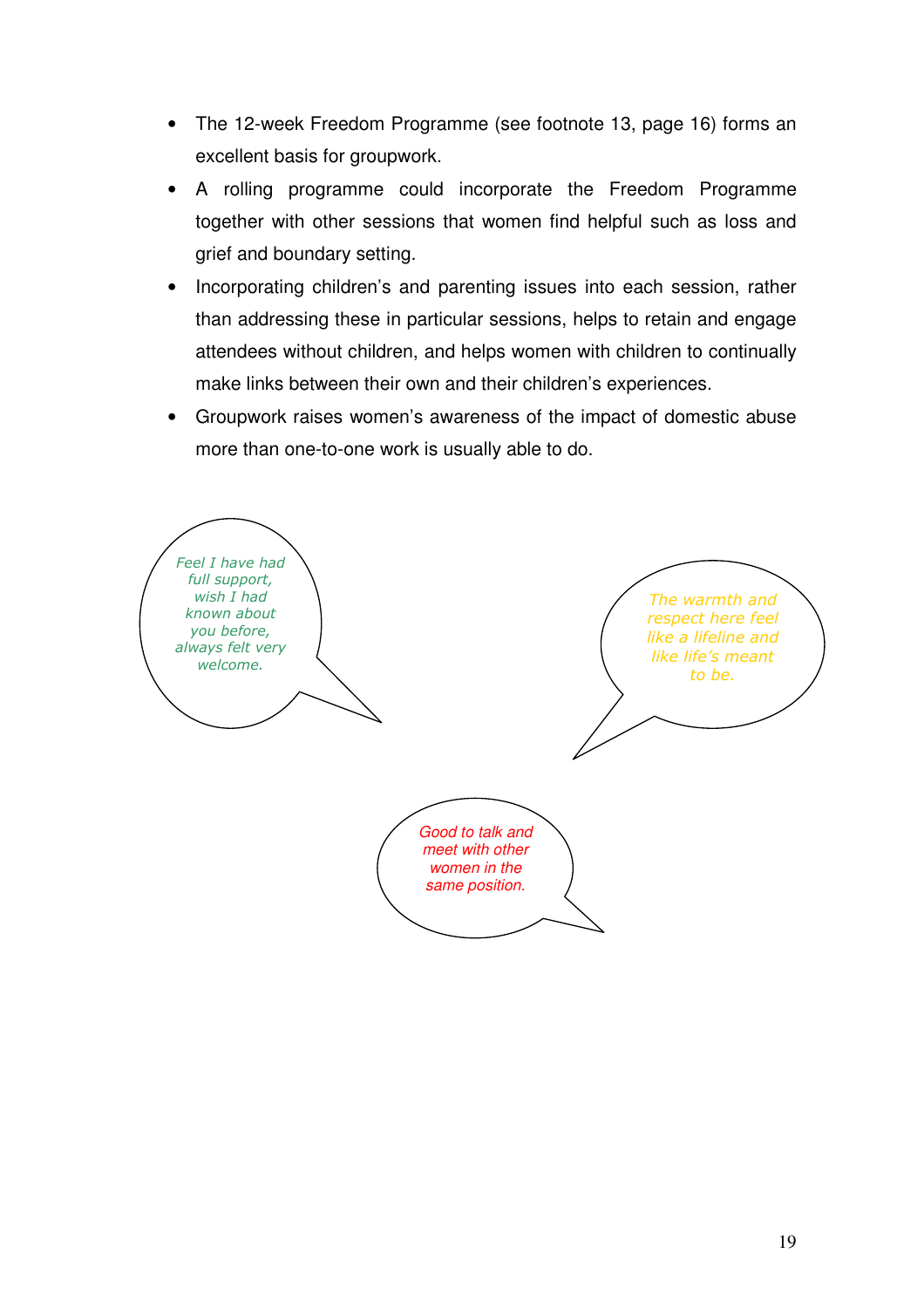- The 12-week Freedom Programme (see footnote 13, page 16) forms an excellent basis for groupwork.
- A rolling programme could incorporate the Freedom Programme together with other sessions that women find helpful such as loss and grief and boundary setting.
- Incorporating children's and parenting issues into each session, rather than addressing these in particular sessions, helps to retain and engage attendees without children, and helps women with children to continually make links between their own and their children's experiences.
- Groupwork raises women's awareness of the impact of domestic abuse more than one-to-one work is usually able to do.

*Feel I have had full support, wish I had known about you before, always felt very welcome.*

*The warmth and respect here feel like a lifeline and like life's meant to be.*

*Good to talk and meet with other women in the same position.*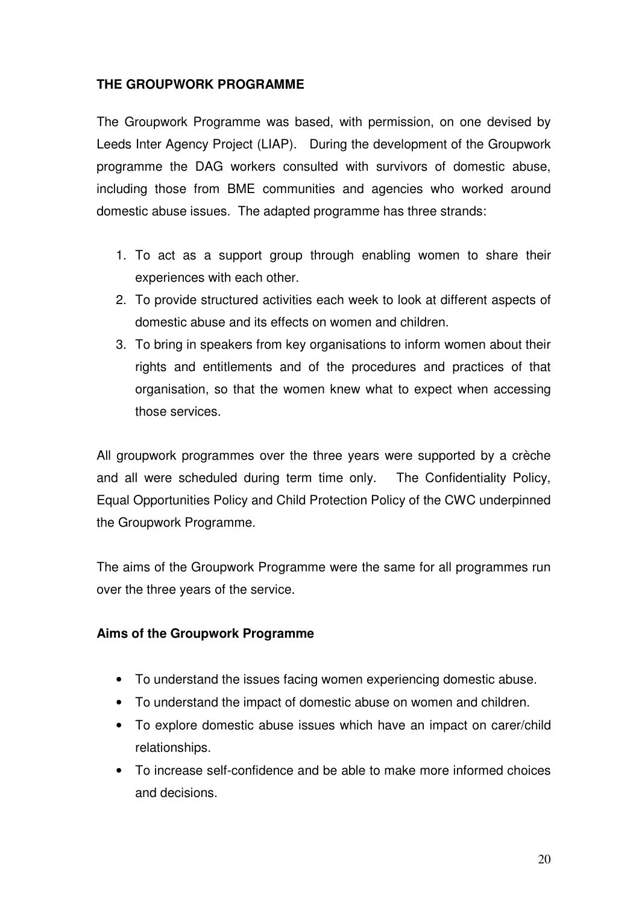**THE GROUPWORK PROGRAMME**

The Groupwork Programme was based, with permission, on one devised by Leeds Inter Agency Project (LIAP). During the development of the Groupwork programme the DAG workers consulted with survivors of domestic abuse, including those from BME communities and agencies who worked around domestic abuse issues. The adapted programme has three strands:

1. To act as a support group through enabling women to share their experiences with each other.
2. To provide structured activities each week to look at different aspects of domestic abuse and its effects on women and children.
3. To bring in speakers from key organisations to inform women about their rights and entitlements and of the procedures and practices of that organisation, so that the women knew what to expect when accessing those services.

All groupwork programmes over the three years were supported by a crèche and all were scheduled during term time only. The Confidentiality Policy, Equal Opportunities Policy and Child Protection Policy of the CWC underpinned the Groupwork Programme.

The aims of the Groupwork Programme were the same for all programmes run over the three years of the service.

**Aims of the Groupwork Programme**

- To understand the issues facing women experiencing domestic abuse.
- To understand the impact of domestic abuse on women and children.
- To explore domestic abuse issues which have an impact on carer/child relationships.
- To increase self-confidence and be able to make more informed choices and decisions.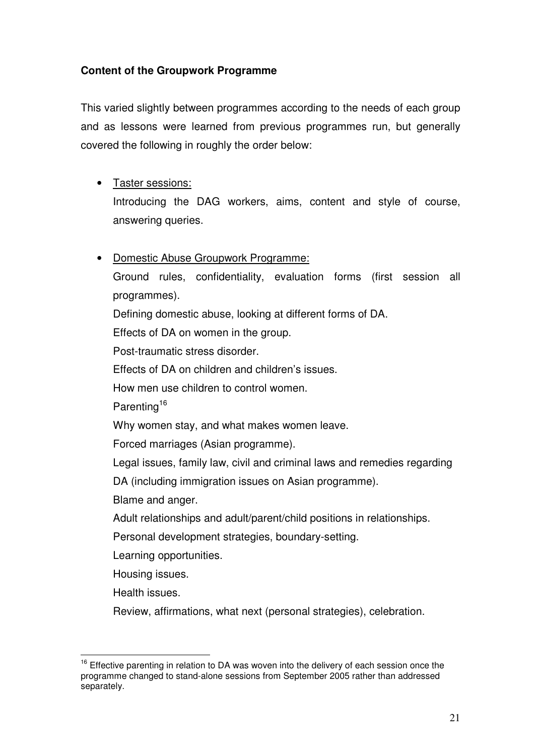**Content of the Groupwork Programme**

This varied slightly between programmes according to the needs of each group and as lessons were learned from previous programmes run, but generally covered the following in roughly the order below:

- Taster sessions:
  Introducing the DAG workers, aims, content and style of course, answering queries.

- Domestic Abuse Groupwork Programme:
  Ground rules, confidentiality, evaluation forms (first session all programmes).
  Defining domestic abuse, looking at different forms of DA.
  Effects of DA on women in the group.
  Post-traumatic stress disorder.
  Effects of DA on children and children's issues.
  How men use children to control women.
  Parenting[16]
  Why women stay, and what makes women leave.
  Forced marriages (Asian programme).
  Legal issues, family law, civil and criminal laws and remedies regarding DA (including immigration issues on Asian programme).
  Blame and anger.
  Adult relationships and adult/parent/child positions in relationships.
  Personal development strategies, boundary-setting.
  Learning opportunities.
  Housing issues.
  Health issues.
  Review, affirmations, what next (personal strategies), celebration.

[16] Effective parenting in relation to DA was woven into the delivery of each session once the programme changed to stand-alone sessions from September 2005 rather than addressed separately.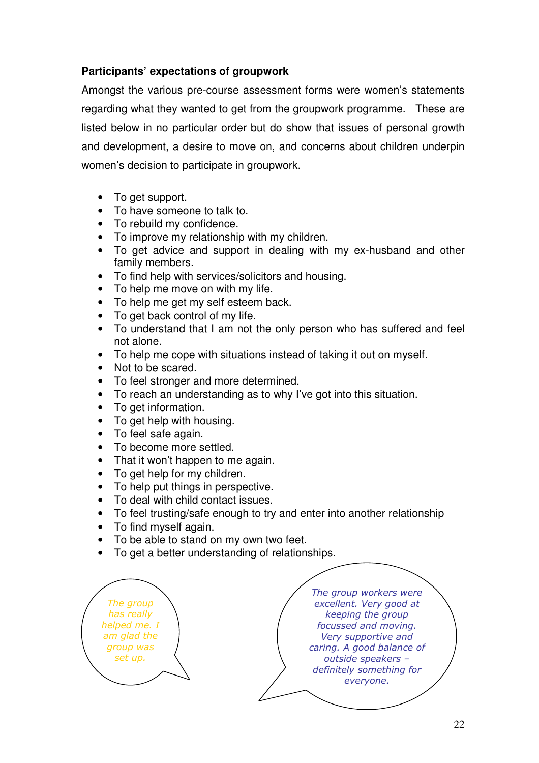**Participants' expectations of groupwork**

Amongst the various pre-course assessment forms were women's statements regarding what they wanted to get from the groupwork programme. These are listed below in no particular order but do show that issues of personal growth and development, a desire to move on, and concerns about children underpin women's decision to participate in groupwork.

- To get support.
- To have someone to talk to.
- To rebuild my confidence.
- To improve my relationship with my children.
- To get advice and support in dealing with my ex-husband and other family members.
- To find help with services/solicitors and housing.
- To help me move on with my life.
- To help me get my self esteem back.
- To get back control of my life.
- To understand that I am not the only person who has suffered and feel not alone.
- To help me cope with situations instead of taking it out on myself.
- Not to be scared.
- To feel stronger and more determined.
- To reach an understanding as to why I've got into this situation.
- To get information.
- To get help with housing.
- To feel safe again.
- To become more settled.
- That it won't happen to me again.
- To get help for my children.
- To help put things in perspective.
- To deal with child contact issues.
- To feel trusting/safe enough to try and enter into another relationship
- To find myself again.
- To be able to stand on my own two feet.
- To get a better understanding of relationships.

*The group has really helped me. I am glad the group was set up.*

*The group workers were excellent. Very good at keeping the group focussed and moving. Very supportive and caring. A good balance of outside speakers – definitely something for everyone.*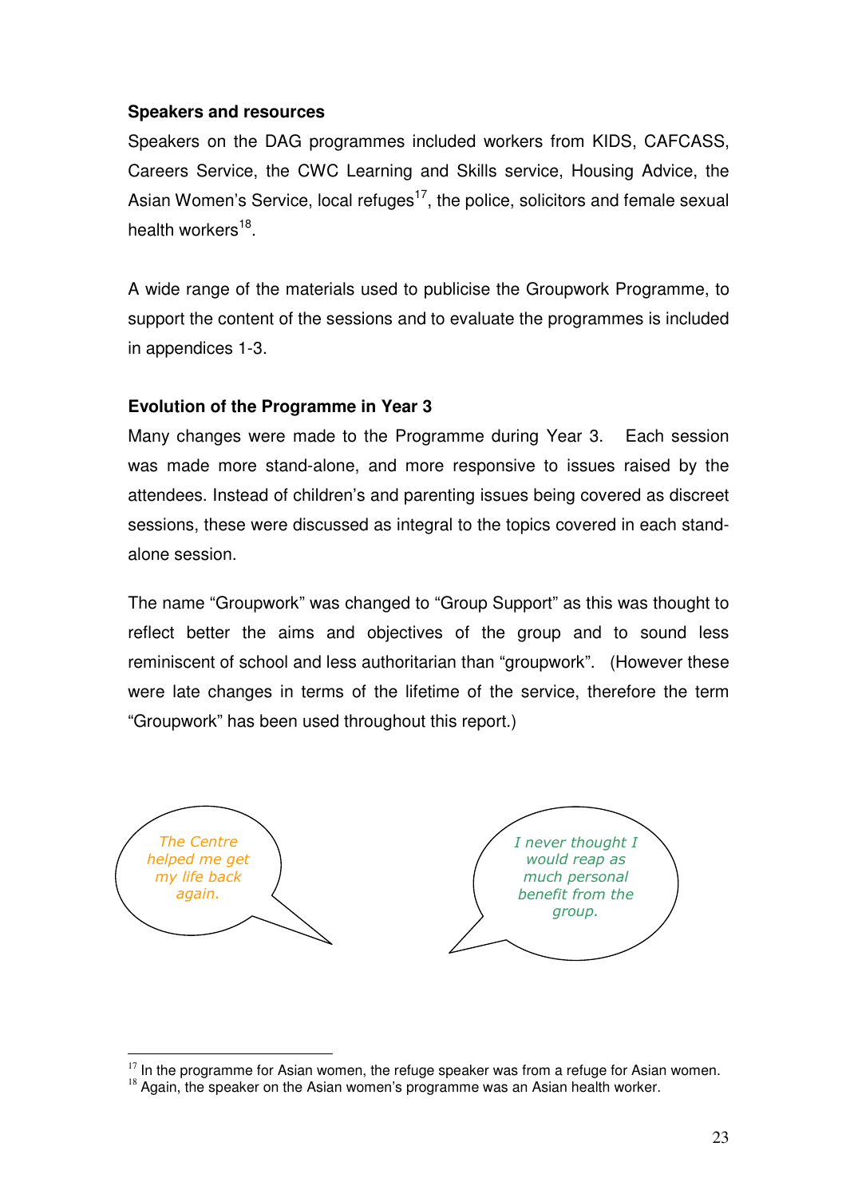**Speakers and resources**

Speakers on the DAG programmes included workers from KIDS, CAFCASS, Careers Service, the CWC Learning and Skills service, Housing Advice, the Asian Women's Service, local refuges[17], the police, solicitors and female sexual health workers[18].

A wide range of the materials used to publicise the Groupwork Programme, to support the content of the sessions and to evaluate the programmes is included in appendices 1-3.

**Evolution of the Programme in Year 3**

Many changes were made to the Programme during Year 3. Each session was made more stand-alone, and more responsive to issues raised by the attendees. Instead of children's and parenting issues being covered as discreet sessions, these were discussed as integral to the topics covered in each stand-alone session.

The name "Groupwork" was changed to "Group Support" as this was thought to reflect better the aims and objectives of the group and to sound less reminiscent of school and less authoritarian than "groupwork". (However these were late changes in terms of the lifetime of the service, therefore the term "Groupwork" has been used throughout this report.)

*The Centre helped me get my life back again.*

*I never thought I would reap as much personal benefit from the group.*

[17] In the programme for Asian women, the refuge speaker was from a refuge for Asian women.
[18] Again, the speaker on the Asian women's programme was an Asian health worker.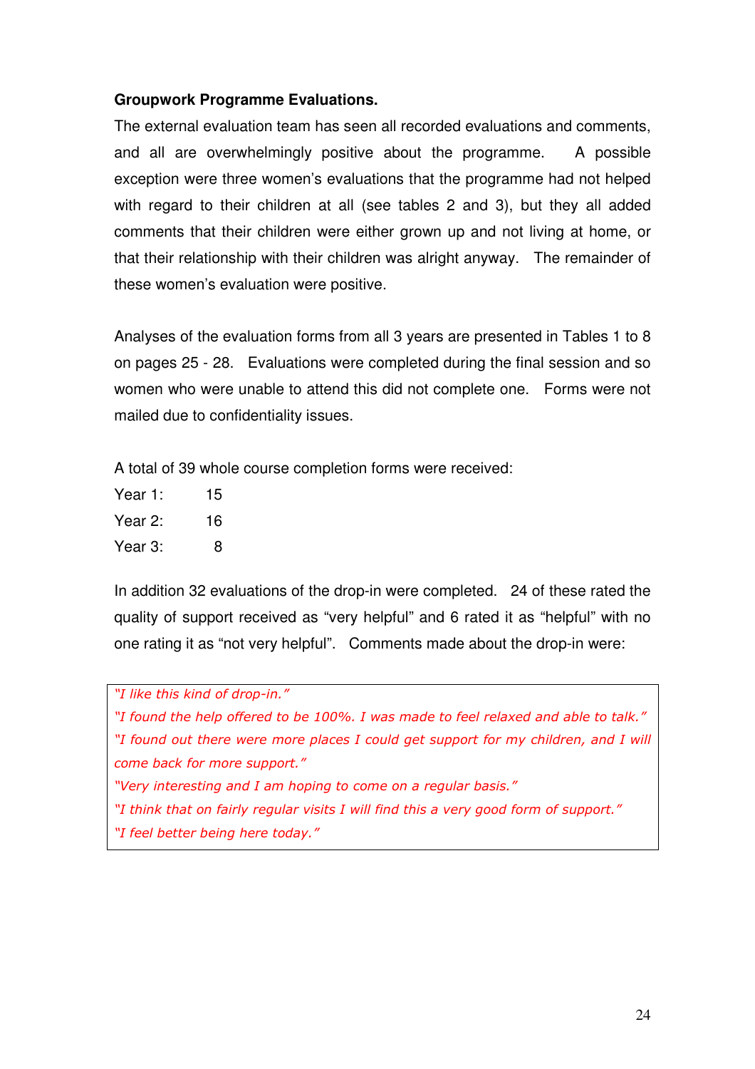**Groupwork Programme Evaluations.**

The external evaluation team has seen all recorded evaluations and comments, and all are overwhelmingly positive about the programme. A possible exception were three women's evaluations that the programme had not helped with regard to their children at all (see tables 2 and 3), but they all added comments that their children were either grown up and not living at home, or that their relationship with their children was alright anyway. The remainder of these women's evaluation were positive.

Analyses of the evaluation forms from all 3 years are presented in Tables 1 to 8 on pages 25 - 28. Evaluations were completed during the final session and so women who were unable to attend this did not complete one. Forms were not mailed due to confidentiality issues.

A total of 39 whole course completion forms were received:

Year 1: 15
Year 2: 16
Year 3: 8

In addition 32 evaluations of the drop-in were completed. 24 of these rated the quality of support received as "very helpful" and 6 rated it as "helpful" with no one rating it as "not very helpful". Comments made about the drop-in were:

*"I like this kind of drop-in."*
*"I found the help offered to be 100%. I was made to feel relaxed and able to talk."*
*"I found out there were more places I could get support for my children, and I will come back for more support."*
*"Very interesting and I am hoping to come on a regular basis."*
*"I think that on fairly regular visits I will find this a very good form of support."*
*"I feel better being here today."*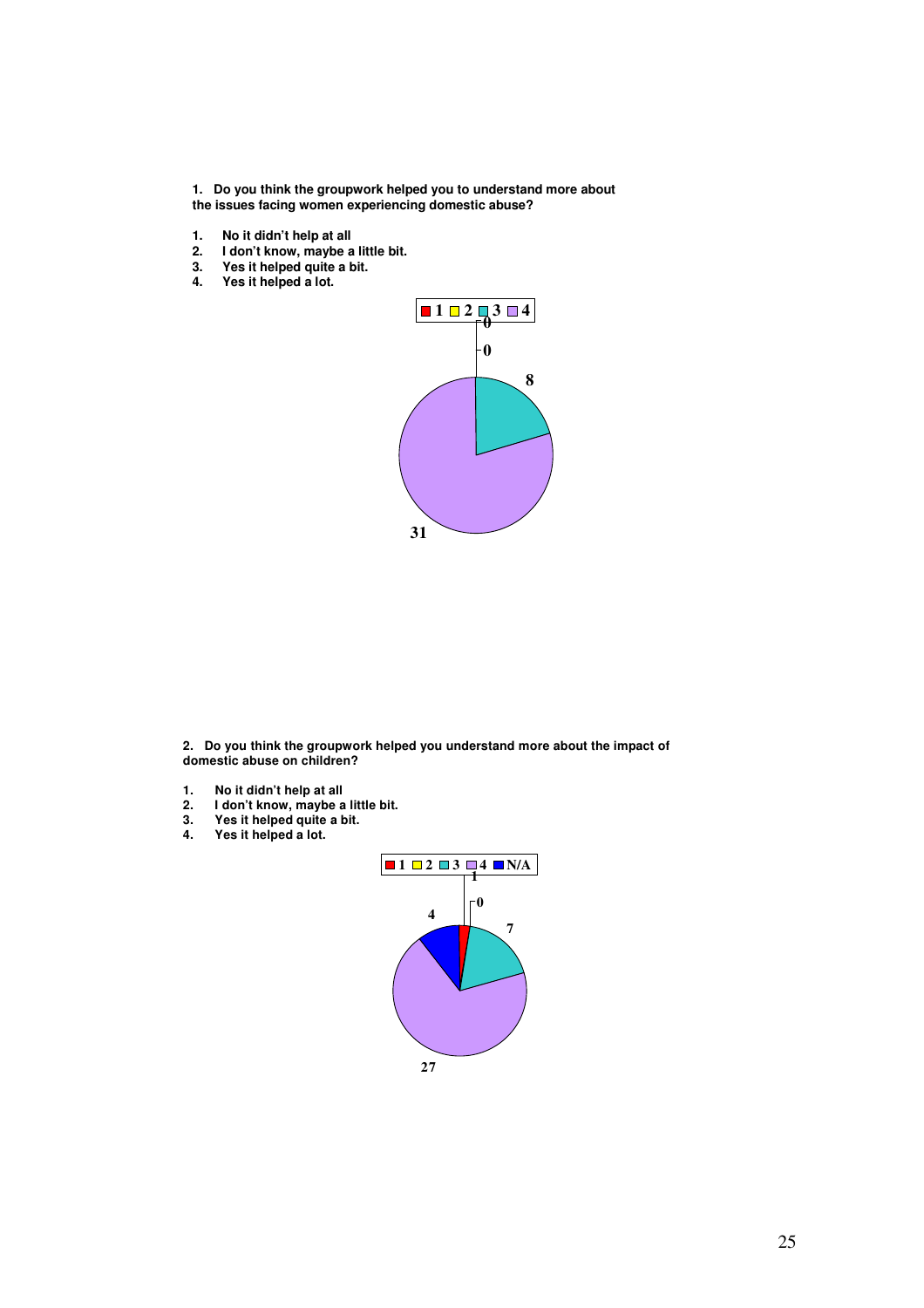**1. Do you think the groupwork helped you to understand more about the issues facing women experiencing domestic abuse?**

1. **No it didn't help at all**
2. **I don't know, maybe a little bit.**
3. **Yes it helped quite a bit.**
4. **Yes it helped a lot.**

| Response | Count |
|---|---|
| 1 | 0 |
| 2 | 0 |
| 3 | 8 |
| 4 | 31 |

**2. Do you think the groupwork helped you understand more about the impact of domestic abuse on children?**

1. **No it didn't help at all**
2. **I don't know, maybe a little bit.**
3. **Yes it helped quite a bit.**
4. **Yes it helped a lot.**

| Response | Count |
|---|---|
| 1 | 1 |
| 2 | 0 |
| 3 | 7 |
| 4 | 27 |
| N/A | 4 |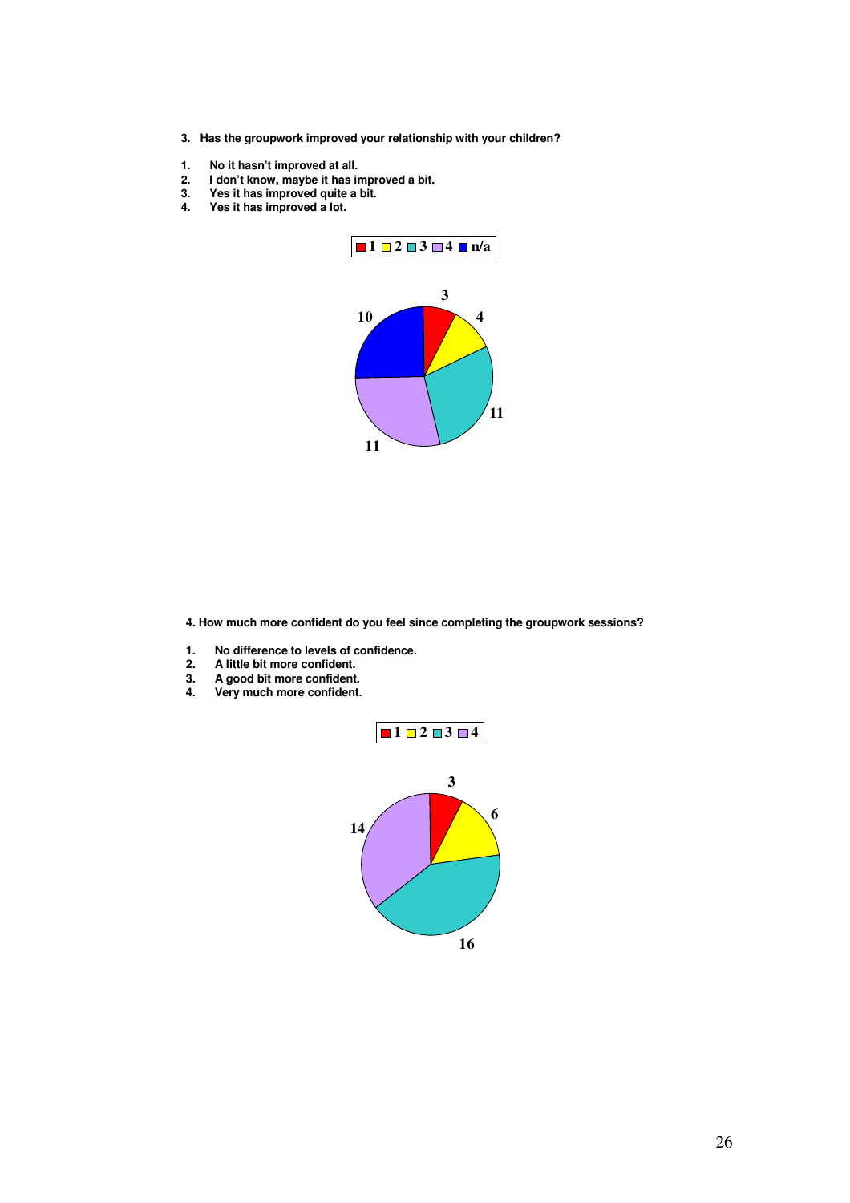3. **Has the groupwork improved your relationship with your children?**

1. **No it hasn't improved at all.**
2. **I don't know, maybe it has improved a bit.**
3. **Yes it has improved quite a bit.**
4. **Yes it has improved a lot.**

| 1 | 2 | 3 | 4 | n/a |
|---|---|---|---|---|
| 3 | 4 | 11 | 11 | 10 |

4. **How much more confident do you feel since completing the groupwork sessions?**

1. **No difference to levels of confidence.**
2. **A little bit more confident.**
3. **A good bit more confident.**
4. **Very much more confident.**

| 1 | 2 | 3 | 4 |
|---|---|---|---|
| 3 | 6 | 16 | 14 |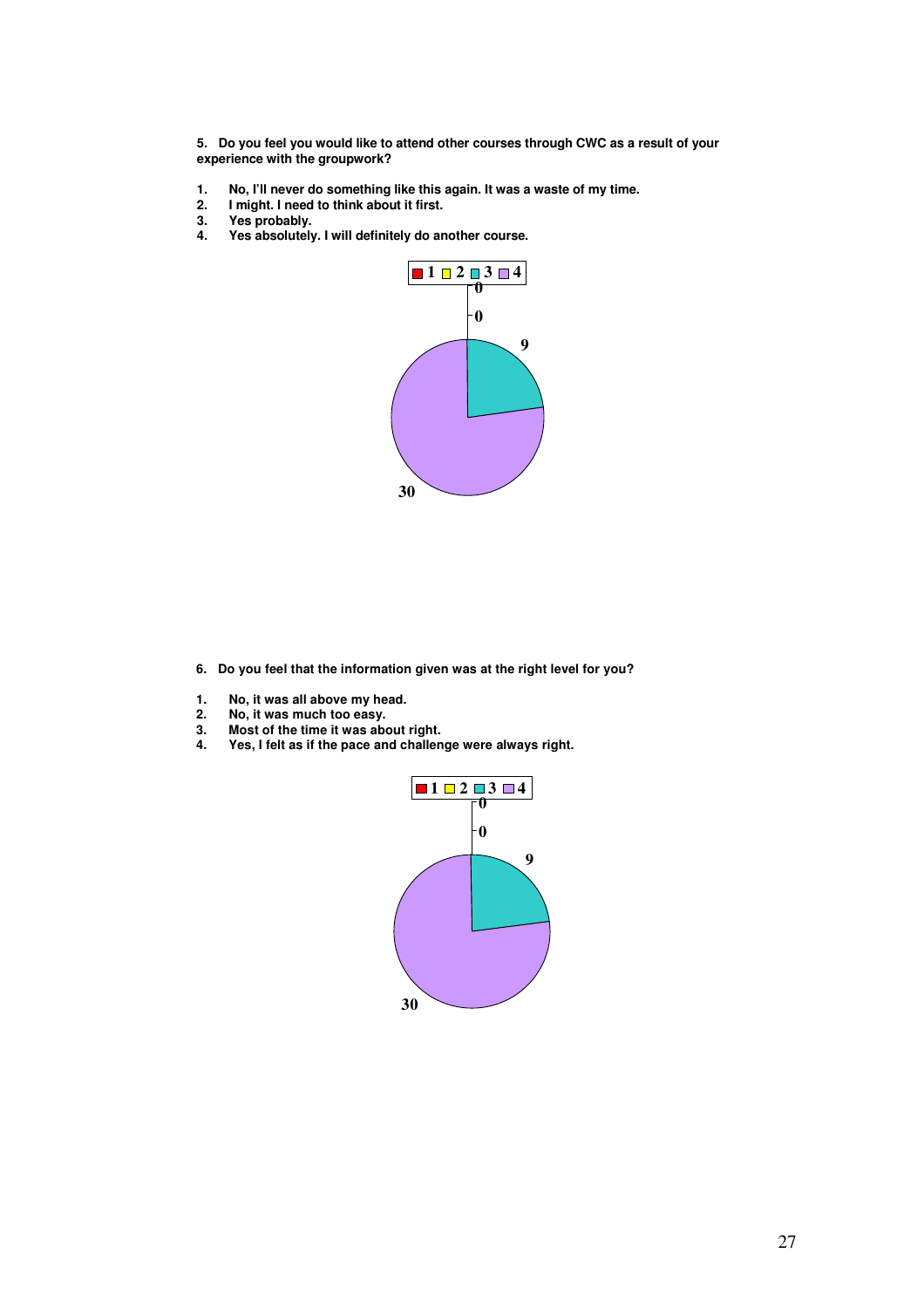**5. Do you feel you would like to attend other courses through CWC as a result of your experience with the groupwork?**

1. **No, I'll never do something like this again. It was a waste of my time.**
2. **I might. I need to think about it first.**
3. **Yes probably.**
4. **Yes absolutely. I will definitely do another course.**

| Response | Count |
|---|---|
| 1 | 0 |
| 2 | 0 |
| 3 | 9 |
| 4 | 30 |

**6. Do you feel that the information given was at the right level for you?**

1. **No, it was all above my head.**
2. **No, it was much too easy.**
3. **Most of the time it was about right.**
4. **Yes, I felt as if the pace and challenge were always right.**

| Response | Count |
|---|---|
| 1 | 0 |
| 2 | 0 |
| 3 | 9 |
| 4 | 30 |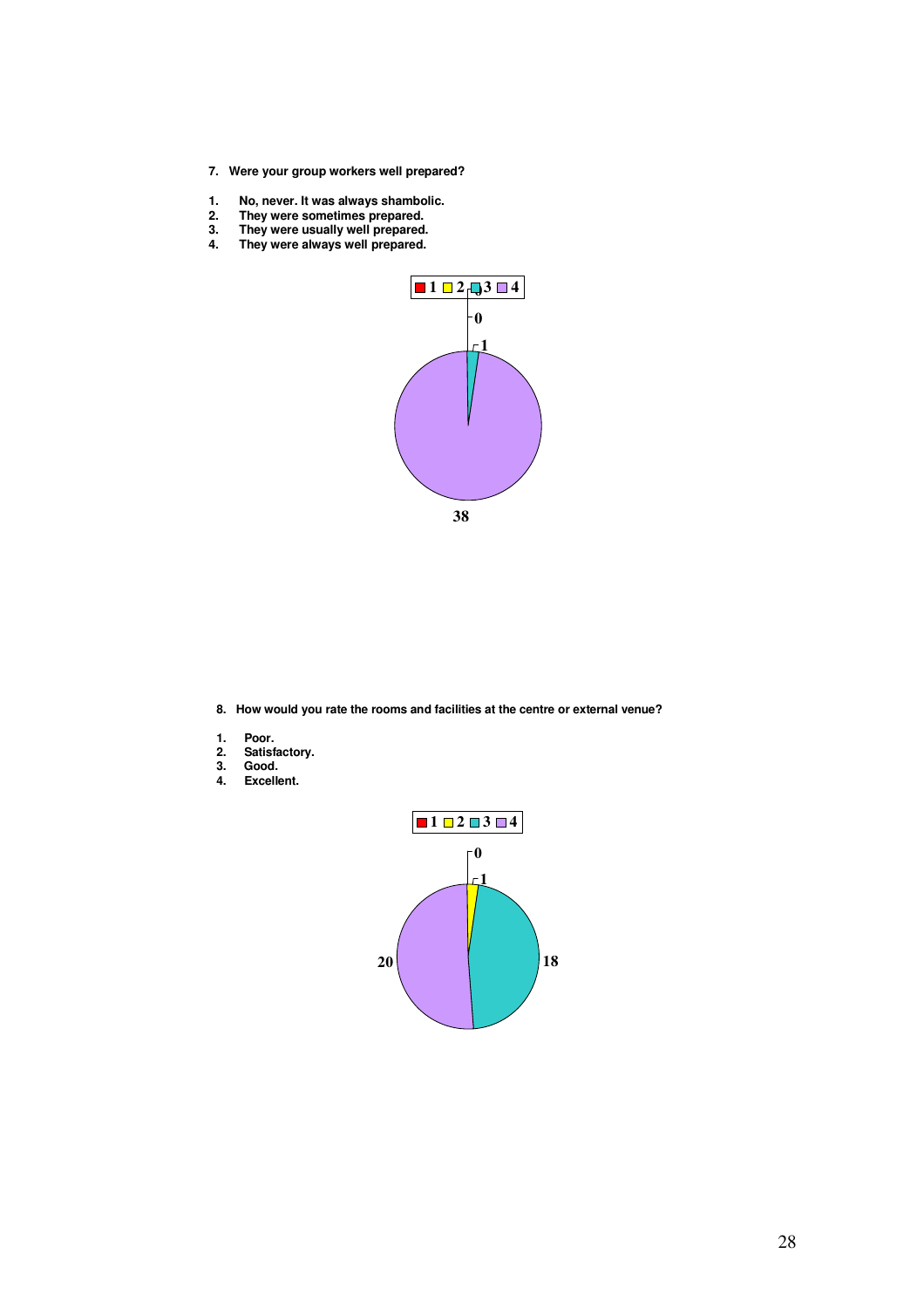7. **Were your group workers well prepared?**

1. **No, never. It was always shambolic.**
2. **They were sometimes prepared.**
3. **They were usually well prepared.**
4. **They were always well prepared.**

8. **How would you rate the rooms and facilities at the centre or external venue?**

1. **Poor.**
2. **Satisfactory.**
3. **Good.**
4. **Excellent.**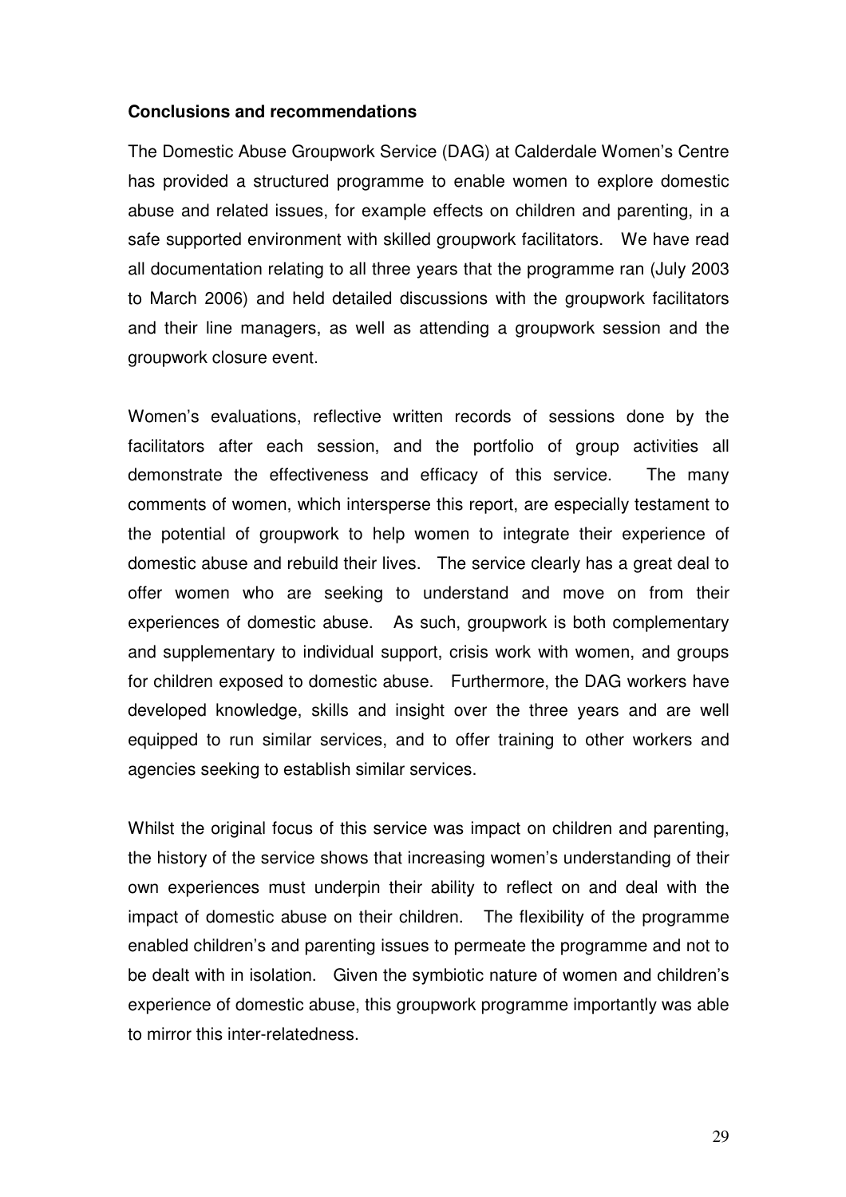**Conclusions and recommendations**

The Domestic Abuse Groupwork Service (DAG) at Calderdale Women's Centre has provided a structured programme to enable women to explore domestic abuse and related issues, for example effects on children and parenting, in a safe supported environment with skilled groupwork facilitators. We have read all documentation relating to all three years that the programme ran (July 2003 to March 2006) and held detailed discussions with the groupwork facilitators and their line managers, as well as attending a groupwork session and the groupwork closure event.

Women's evaluations, reflective written records of sessions done by the facilitators after each session, and the portfolio of group activities all demonstrate the effectiveness and efficacy of this service. The many comments of women, which intersperse this report, are especially testament to the potential of groupwork to help women to integrate their experience of domestic abuse and rebuild their lives. The service clearly has a great deal to offer women who are seeking to understand and move on from their experiences of domestic abuse. As such, groupwork is both complementary and supplementary to individual support, crisis work with women, and groups for children exposed to domestic abuse. Furthermore, the DAG workers have developed knowledge, skills and insight over the three years and are well equipped to run similar services, and to offer training to other workers and agencies seeking to establish similar services.

Whilst the original focus of this service was impact on children and parenting, the history of the service shows that increasing women's understanding of their own experiences must underpin their ability to reflect on and deal with the impact of domestic abuse on their children. The flexibility of the programme enabled children's and parenting issues to permeate the programme and not to be dealt with in isolation. Given the symbiotic nature of women and children's experience of domestic abuse, this groupwork programme importantly was able to mirror this inter-relatedness.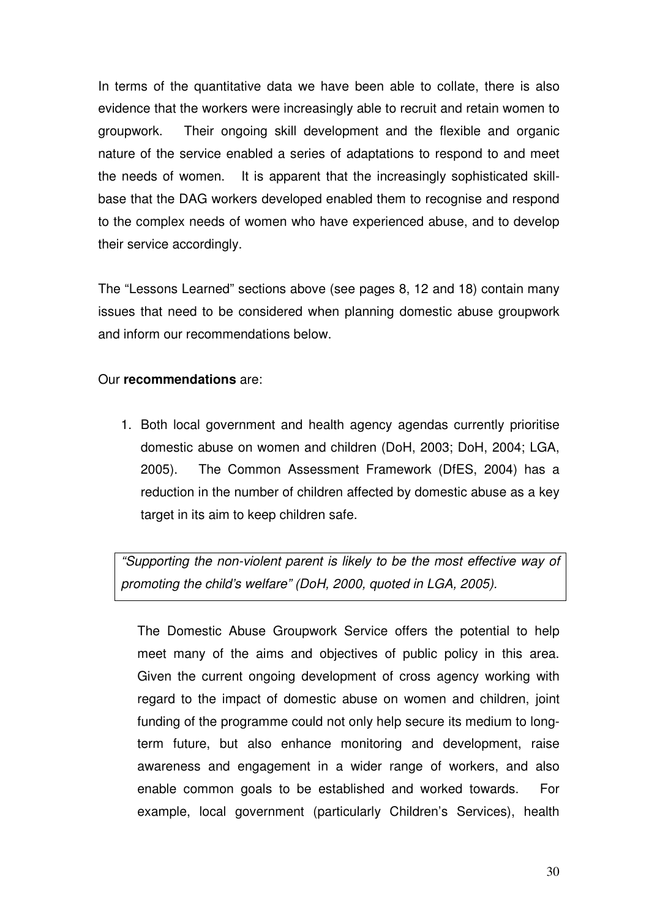In terms of the quantitative data we have been able to collate, there is also evidence that the workers were increasingly able to recruit and retain women to groupwork. Their ongoing skill development and the flexible and organic nature of the service enabled a series of adaptations to respond to and meet the needs of women. It is apparent that the increasingly sophisticated skill-base that the DAG workers developed enabled them to recognise and respond to the complex needs of women who have experienced abuse, and to develop their service accordingly.

The "Lessons Learned" sections above (see pages 8, 12 and 18) contain many issues that need to be considered when planning domestic abuse groupwork and inform our recommendations below.

Our **recommendations** are:

1. Both local government and health agency agendas currently prioritise domestic abuse on women and children (DoH, 2003; DoH, 2004; LGA, 2005). The Common Assessment Framework (DfES, 2004) has a reduction in the number of children affected by domestic abuse as a key target in its aim to keep children safe.

> *"Supporting the non-violent parent is likely to be the most effective way of promoting the child's welfare" (DoH, 2000, quoted in LGA, 2005).*

   The Domestic Abuse Groupwork Service offers the potential to help meet many of the aims and objectives of public policy in this area. Given the current ongoing development of cross agency working with regard to the impact of domestic abuse on women and children, joint funding of the programme could not only help secure its medium to long-term future, but also enhance monitoring and development, raise awareness and engagement in a wider range of workers, and also enable common goals to be established and worked towards. For example, local government (particularly Children's Services), health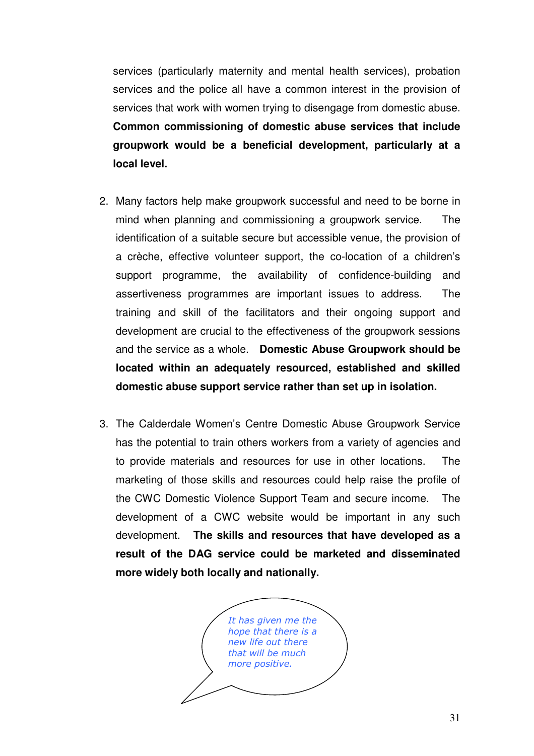services (particularly maternity and mental health services), probation services and the police all have a common interest in the provision of services that work with women trying to disengage from domestic abuse. **Common commissioning of domestic abuse services that include groupwork would be a beneficial development, particularly at a local level.**

2. Many factors help make groupwork successful and need to be borne in mind when planning and commissioning a groupwork service. The identification of a suitable secure but accessible venue, the provision of a crèche, effective volunteer support, the co-location of a children's support programme, the availability of confidence-building and assertiveness programmes are important issues to address. The training and skill of the facilitators and their ongoing support and development are crucial to the effectiveness of the groupwork sessions and the service as a whole. **Domestic Abuse Groupwork should be located within an adequately resourced, established and skilled domestic abuse support service rather than set up in isolation.**

3. The Calderdale Women's Centre Domestic Abuse Groupwork Service has the potential to train others workers from a variety of agencies and to provide materials and resources for use in other locations. The marketing of those skills and resources could help raise the profile of the CWC Domestic Violence Support Team and secure income. The development of a CWC website would be important in any such development. **The skills and resources that have developed as a result of the DAG service could be marketed and disseminated more widely both locally and nationally.**

*It has given me the hope that there is a new life out there that will be much more positive.*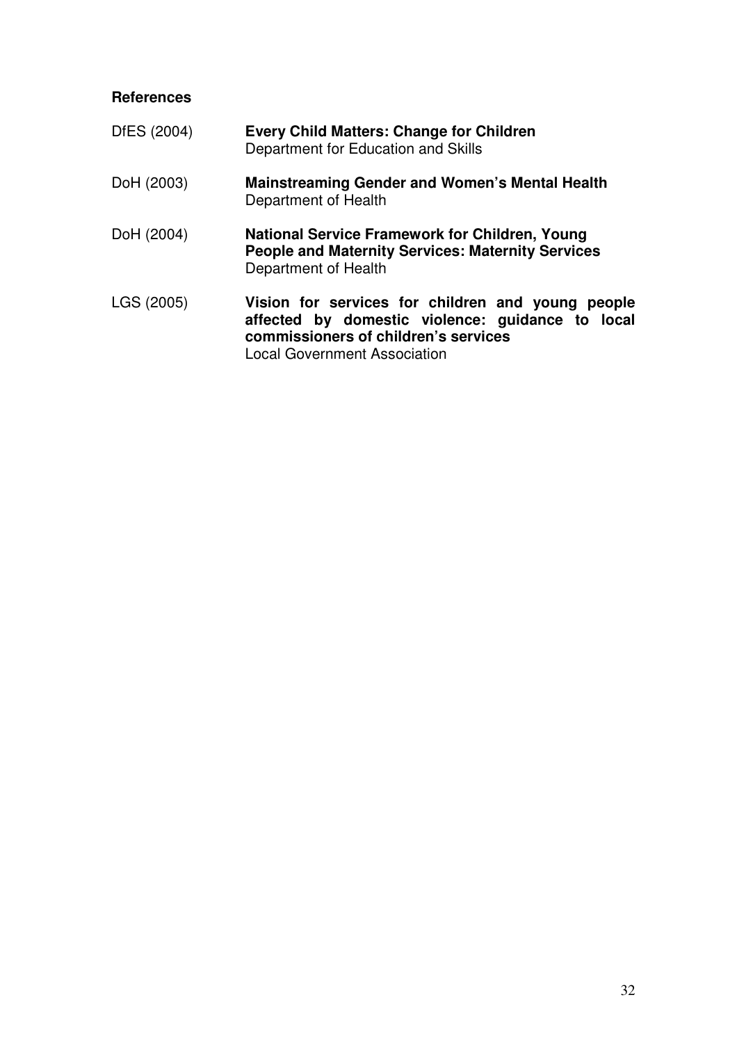**References**

DfES (2004) **Every Child Matters: Change for Children**
Department for Education and Skills

DoH (2003) **Mainstreaming Gender and Women's Mental Health**
Department of Health

DoH (2004) **National Service Framework for Children, Young People and Maternity Services: Maternity Services**
Department of Health

LGS (2005) **Vision for services for children and young people affected by domestic violence: guidance to local commissioners of children's services**
Local Government Association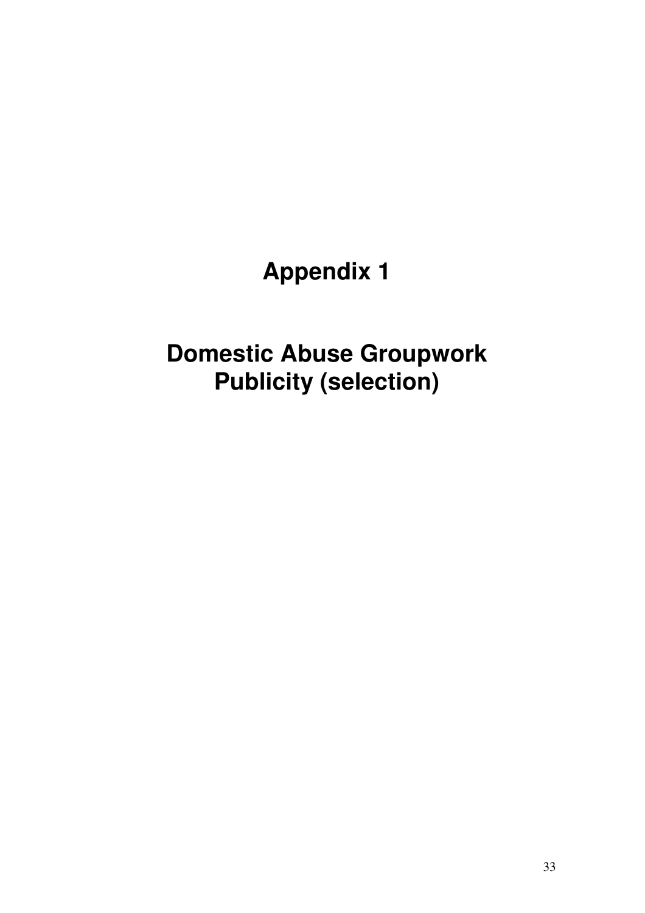# Appendix 1

# Domestic Abuse Groupwork Publicity (selection)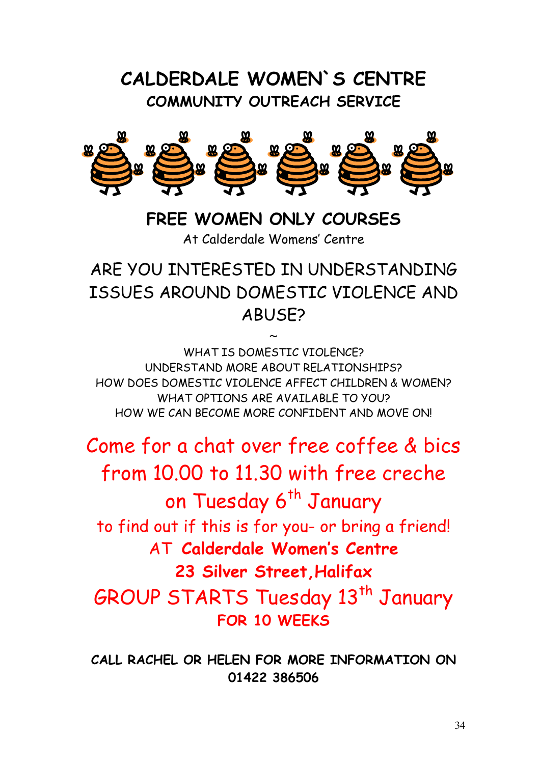# CALDERDALE WOMEN`S CENTRE

## COMMUNITY OUTREACH SERVICE

## FREE WOMEN ONLY COURSES

At Calderdale Womens' Centre

## ARE YOU INTERESTED IN UNDERSTANDING ISSUES AROUND DOMESTIC VIOLENCE AND ABUSE?

~

WHAT IS DOMESTIC VIOLENCE?
UNDERSTAND MORE ABOUT RELATIONSHIPS?
HOW DOES DOMESTIC VIOLENCE AFFECT CHILDREN & WOMEN?
WHAT OPTIONS ARE AVAILABLE TO YOU?
HOW WE CAN BECOME MORE CONFIDENT AND MOVE ON!

Come for a chat over free coffee & bics from 10.00 to 11.30 with free creche on Tuesday 6th January

to find out if this is for you- or bring a friend!

AT **Calderdale Women's Centre**
**23 Silver Street, Halifax**

GROUP STARTS Tuesday 13th January
**FOR 10 WEEKS**

**CALL RACHEL OR HELEN FOR MORE INFORMATION ON 01422 386506**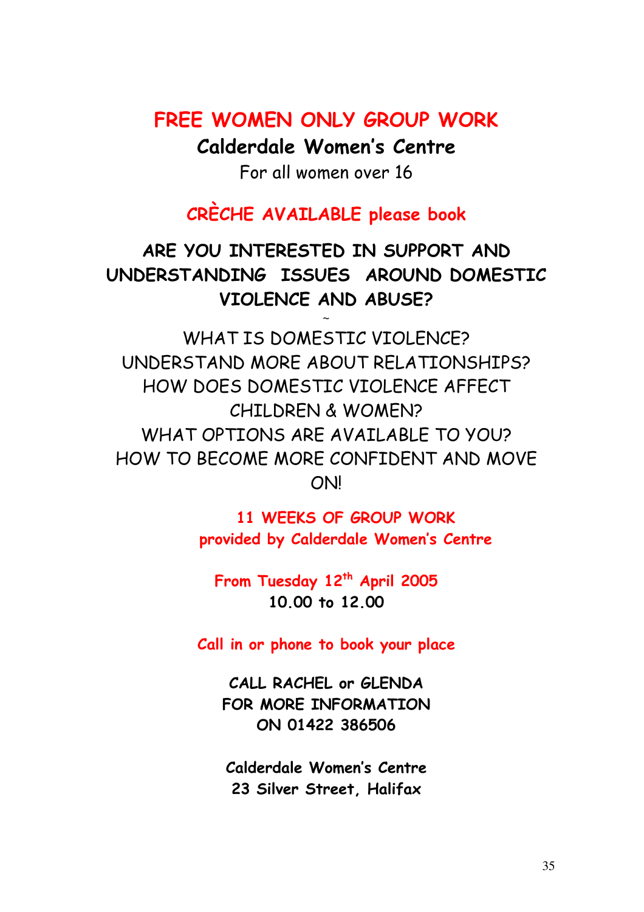# FREE WOMEN ONLY GROUP WORK

## Calderdale Women's Centre

For all women over 16

**CRÈCHE AVAILABLE please book**

**ARE YOU INTERESTED IN SUPPORT AND UNDERSTANDING ISSUES AROUND DOMESTIC VIOLENCE AND ABUSE?**

~

WHAT IS DOMESTIC VIOLENCE?  
UNDERSTAND MORE ABOUT RELATIONSHIPS?  
HOW DOES DOMESTIC VIOLENCE AFFECT CHILDREN & WOMEN?  
WHAT OPTIONS ARE AVAILABLE TO YOU?  
HOW TO BECOME MORE CONFIDENT AND MOVE ON!

**11 WEEKS OF GROUP WORK**  
**provided by Calderdale Women's Centre**

**From Tuesday 12th April 2005**  
**10.00 to 12.00**

**Call in or phone to book your place**

**CALL RACHEL or GLENDA**  
**FOR MORE INFORMATION**  
**ON 01422 386506**

**Calderdale Women's Centre**  
**23 Silver Street, Halifax**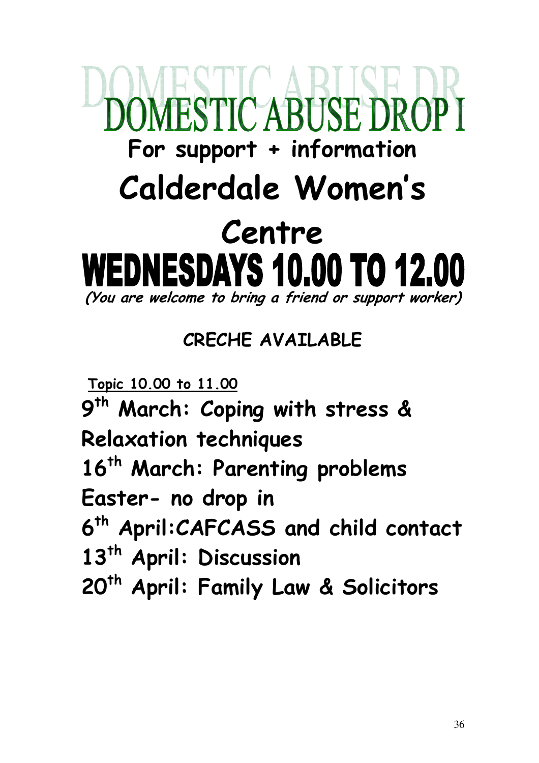# DOMESTIC ABUSE DROP I

## For support + information

# Calderdale Women's Centre

# WEDNESDAYS 10.00 TO 12.00

***(You are welcome to bring a friend or support worker)***

**CRECHE AVAILABLE**

**Topic 10.00 to 11.00**

**9th March: Coping with stress & Relaxation techniques**

**16th March: Parenting problems**

**Easter- no drop in**

**6th April:CAFCASS and child contact**

**13th April: Discussion**

**20th April: Family Law & Solicitors**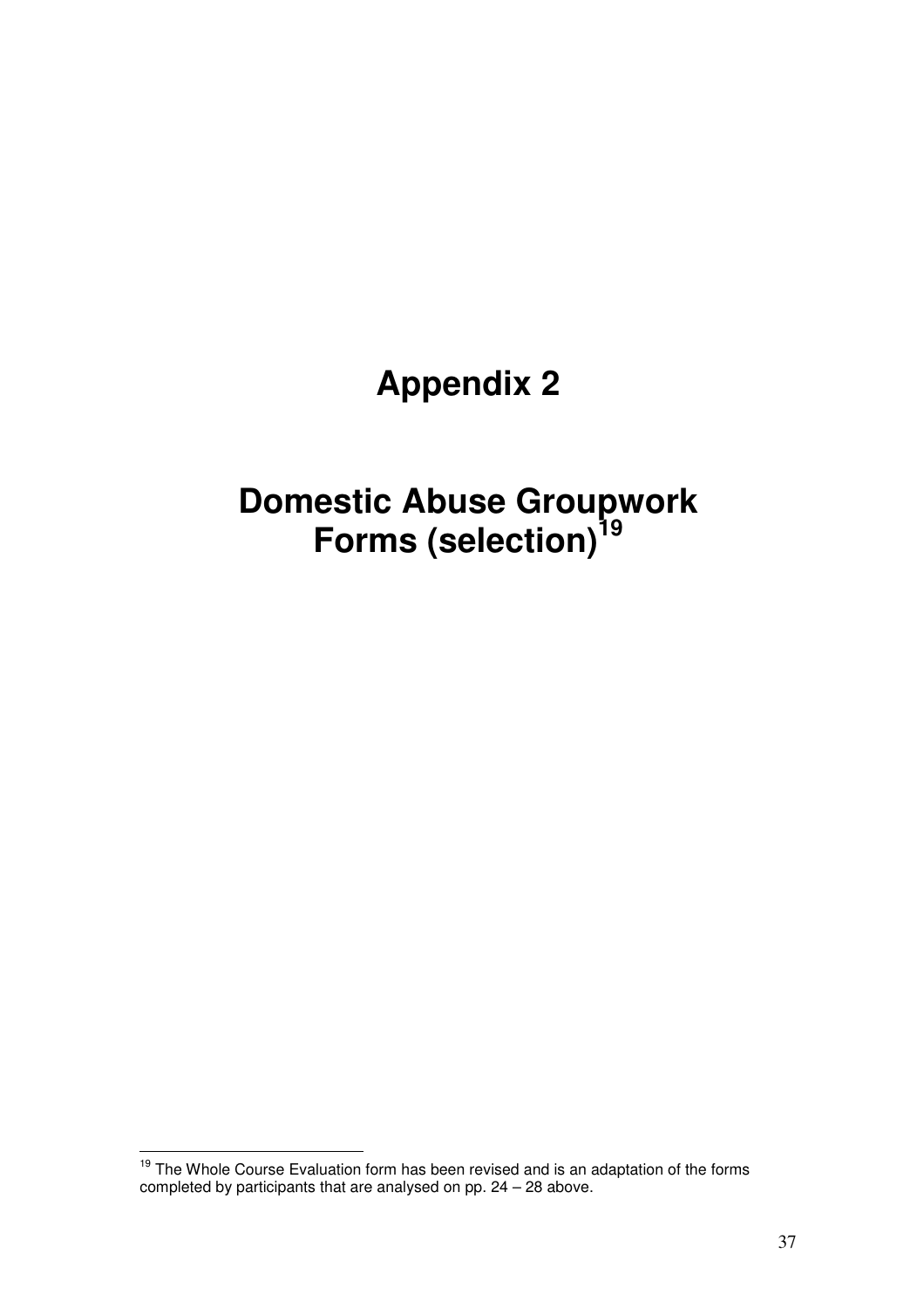# Appendix 2

# Domestic Abuse Groupwork Forms (selection)[19]

[19] The Whole Course Evaluation form has been revised and is an adaptation of the forms completed by participants that are analysed on pp. 24 – 28 above.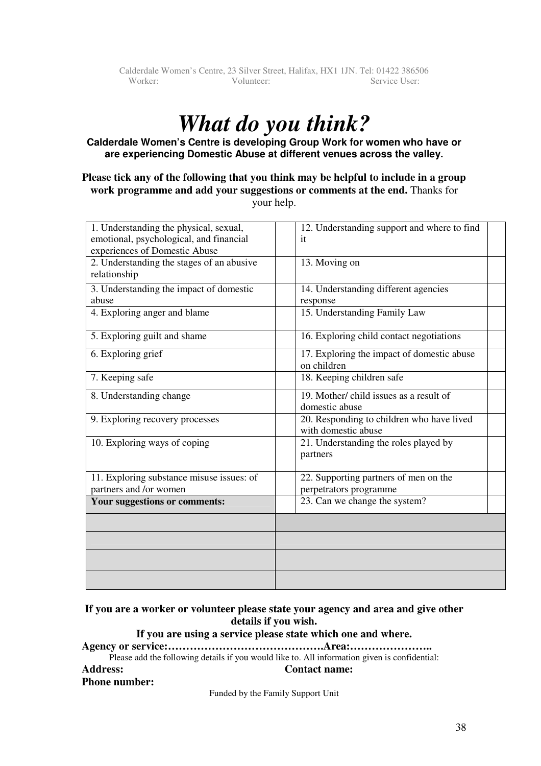Calderdale Women's Centre, 23 Silver Street, Halifax, HX1 1JN. Tel: 01422 386506
Worker: Volunteer: Service User:

# *What do you think?*

**Calderdale Women's Centre is developing Group Work for women who have or are experiencing Domestic Abuse at different venues across the valley.**

**Please tick any of the following that you think may be helpful to include in a group work programme and add your suggestions or comments at the end.** Thanks for your help.

| | | | |
|---|---|---|---|
| 1. Understanding the physical, sexual, emotional, psychological, and financial experiences of Domestic Abuse | | 12. Understanding support and where to find it | |
| 2. Understanding the stages of an abusive relationship | | 13. Moving on | |
| 3. Understanding the impact of domestic abuse | | 14. Understanding different agencies response | |
| 4. Exploring anger and blame | | 15. Understanding Family Law | |
| 5. Exploring guilt and shame | | 16. Exploring child contact negotiations | |
| 6. Exploring grief | | 17. Exploring the impact of domestic abuse on children | |
| 7. Keeping safe | | 18. Keeping children safe | |
| 8. Understanding change | | 19. Mother/ child issues as a result of domestic abuse | |
| 9. Exploring recovery processes | | 20. Responding to children who have lived with domestic abuse | |
| 10. Exploring ways of coping | | 21. Understanding the roles played by partners | |
| 11. Exploring substance misuse issues: of partners and /or women | | 22. Supporting partners of men on the perpetrators programme | |
| **Your suggestions or comments:** | | 23. Can we change the system? | |
| | | | |
| | | | |
| | | | |
| | | | |

**If you are a worker or volunteer please state your agency and area and give other details if you wish.**

**If you are using a service please state which one and where.**

**Agency or service:…………………………………….Area:…………………..**

Please add the following details if you would like to. All information given is confidential:

**Address:** **Contact name:**

**Phone number:**

Funded by the Family Support Unit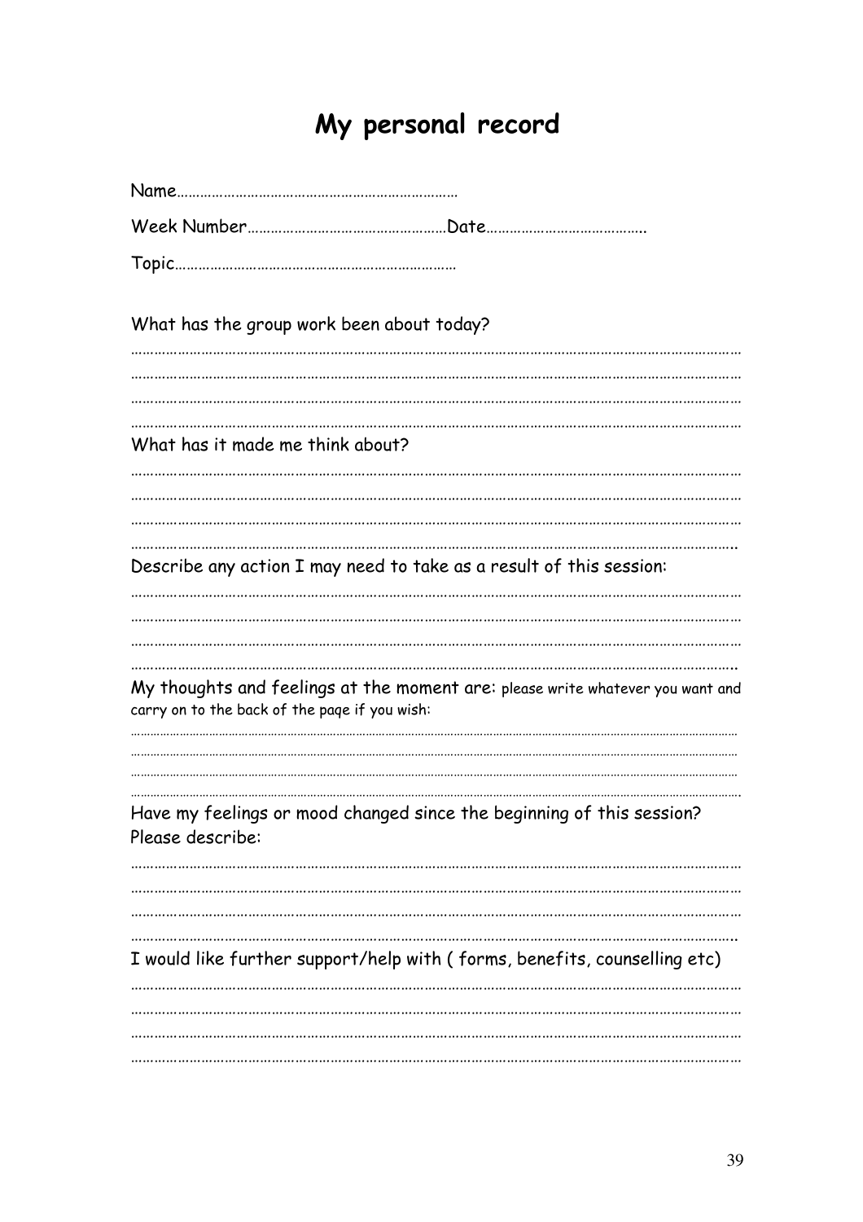# My personal record

Name………………………………………………………………

Week Number……………………………………………Date…………………………………

Topic………………………………………………………………

What has the group work been about today?

……………………………………………………………………………………………………………………………………
……………………………………………………………………………………………………………………………………
……………………………………………………………………………………………………………………………………
……………………………………………………………………………………………………………………………………

What has it made me think about?

……………………………………………………………………………………………………………………………………
……………………………………………………………………………………………………………………………………
……………………………………………………………………………………………………………………………………
……………………………………………………………………………………………………………………………………

Describe any action I may need to take as a result of this session:

……………………………………………………………………………………………………………………………………
……………………………………………………………………………………………………………………………………
……………………………………………………………………………………………………………………………………
……………………………………………………………………………………………………………………………………

My thoughts and feelings at the moment are: please write whatever you want and carry on to the back of the paqe if you wish:

……………………………………………………………………………………………………………………………………
……………………………………………………………………………………………………………………………………
……………………………………………………………………………………………………………………………………
……………………………………………………………………………………………………………………………………

Have my feelings or mood changed since the beginning of this session? Please describe:

……………………………………………………………………………………………………………………………………
……………………………………………………………………………………………………………………………………
……………………………………………………………………………………………………………………………………
……………………………………………………………………………………………………………………………………

I would like further support/help with ( forms, benefits, counselling etc)

……………………………………………………………………………………………………………………………………
……………………………………………………………………………………………………………………………………
……………………………………………………………………………………………………………………………………
……………………………………………………………………………………………………………………………………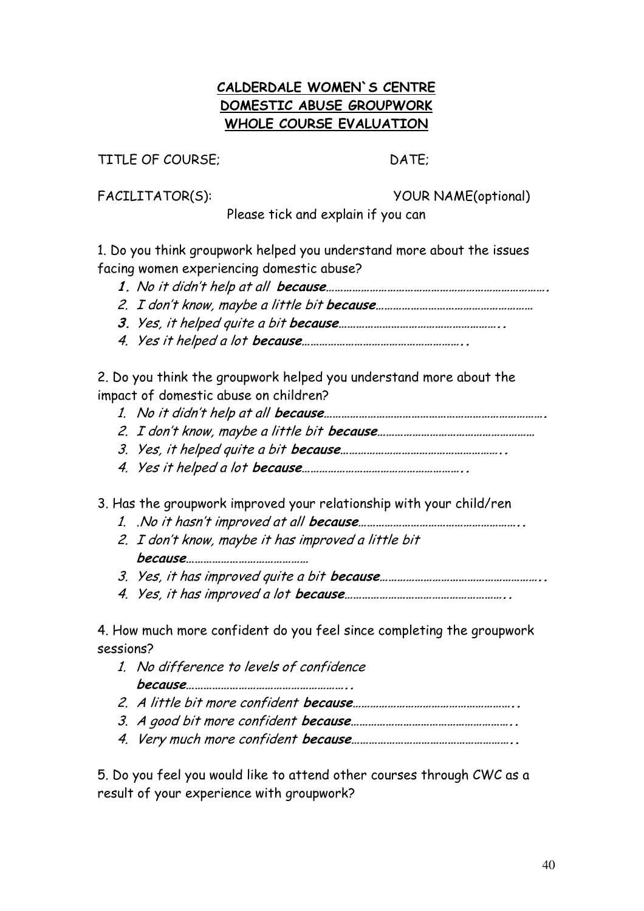**CALDERDALE WOMEN`S CENTRE**
**DOMESTIC ABUSE GROUPWORK**
**WHOLE COURSE EVALUATION**

TITLE OF COURSE; DATE;

FACILITATOR(S): YOUR NAME(optional)

Please tick and explain if you can

1. Do you think groupwork helped you understand more about the issues facing women experiencing domestic abuse?
   1. *No it didn't help at all* ***because****…………………………………………………………………….*
   2. *I don't know, maybe a little bit* ***because****………………………………………………*
   3. *Yes, it helped quite a bit* ***because****………………………………………………..*
   4. *Yes it helped a lot* ***because****………………………………………………..*

2. Do you think the groupwork helped you understand more about the impact of domestic abuse on children?
   1. *No it didn't help at all* ***because****…………………………………………………………………….*
   2. *I don't know, maybe a little bit* ***because****………………………………………………*
   3. *Yes, it helped quite a bit* ***because****………………………………………………..*
   4. *Yes it helped a lot* ***because****………………………………………………..*

3. Has the groupwork improved your relationship with your child/ren
   1. *.No it hasn't improved at all* ***because****………………………………………………..*
   2. *I don't know, maybe it has improved a little bit* ***because****…………………………………*
   3. *Yes, it has improved quite a bit* ***because****………………………………………………..*
   4. *Yes, it has improved a lot* ***because****………………………………………………..*

4. How much more confident do you feel since completing the groupwork sessions?
   1. *No difference to levels of confidence* ***because****………………………………………………..*
   2. *A little bit more confident* ***because****………………………………………………..*
   3. *A good bit more confident* ***because****………………………………………………..*
   4. *Very much more confident* ***because****………………………………………………..*

5. Do you feel you would like to attend other courses through CWC as a result of your experience with groupwork?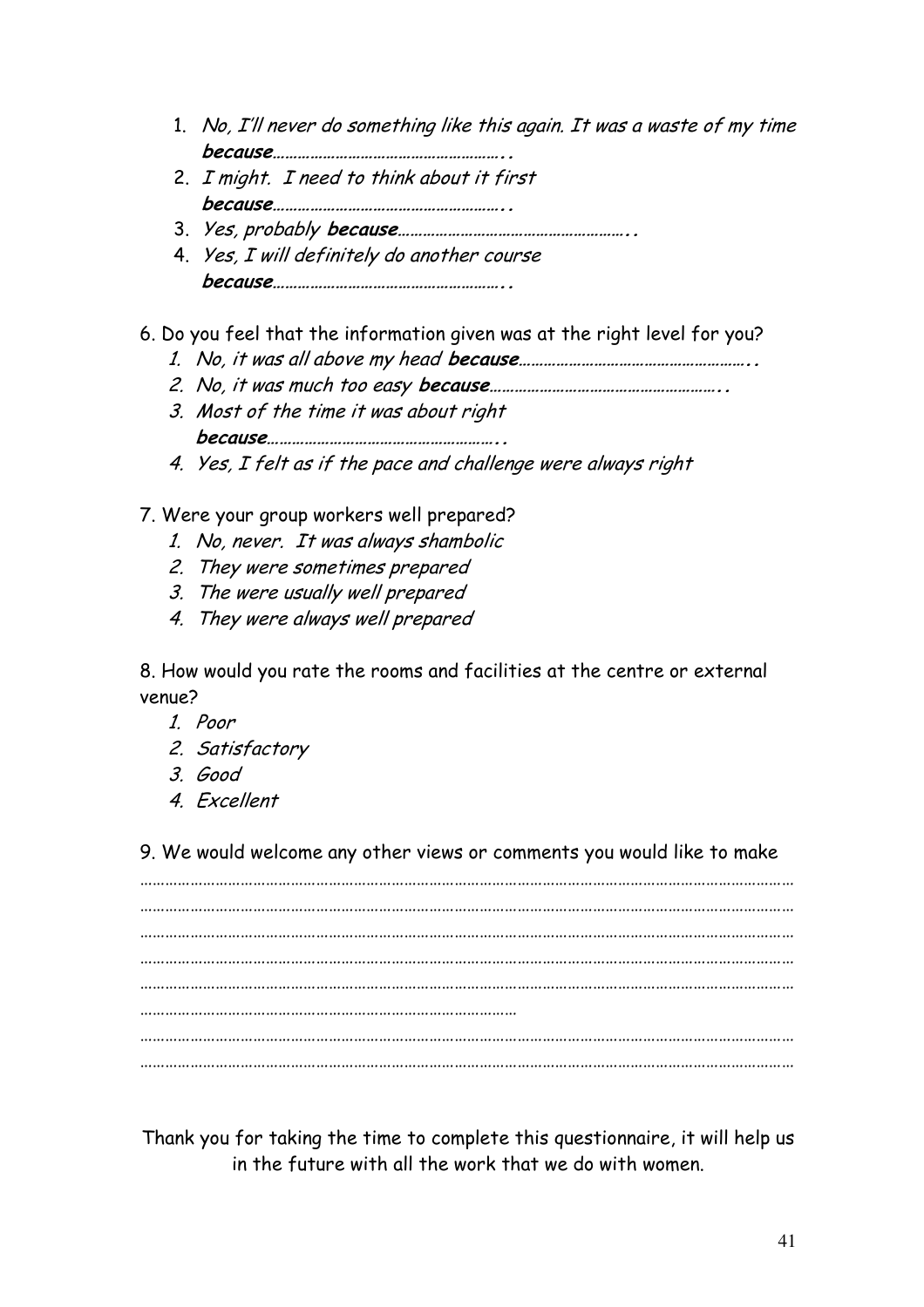1. *No, I'll never do something like this again. It was a waste of my time* ***because*****……………………………………………..**
2. *I might. I need to think about it first* ***because*****……………………………………………..**
3. *Yes, probably* ***because*****……………………………………………..**
4. *Yes, I will definitely do another course* ***because*****……………………………………………..**

6. Do you feel that the information given was at the right level for you?

1. *No, it was all above my head* ***because*****……………………………………………..**
2. *No, it was much too easy* ***because*****……………………………………………..**
3. *Most of the time it was about right* ***because*****……………………………………………..**
4. *Yes, I felt as if the pace and challenge were always right*

7. Were your group workers well prepared?

1. *No, never. It was always shambolic*
2. *They were sometimes prepared*
3. *The were usually well prepared*
4. *They were always well prepared*

8. How would you rate the rooms and facilities at the centre or external venue?

1. *Poor*
2. *Satisfactory*
3. *Good*
4. *Excellent*

9. We would welcome any other views or comments you would like to make

…………………………………………………………………………………………………………………………………
…………………………………………………………………………………………………………………………………
…………………………………………………………………………………………………………………………………
…………………………………………………………………………………………………………………………………
…………………………………………………………………………………………………………………………………
………………………………………………………………………………
…………………………………………………………………………………………………………………………………
…………………………………………………………………………………………………………………………………

Thank you for taking the time to complete this questionnaire, it will help us in the future with all the work that we do with women.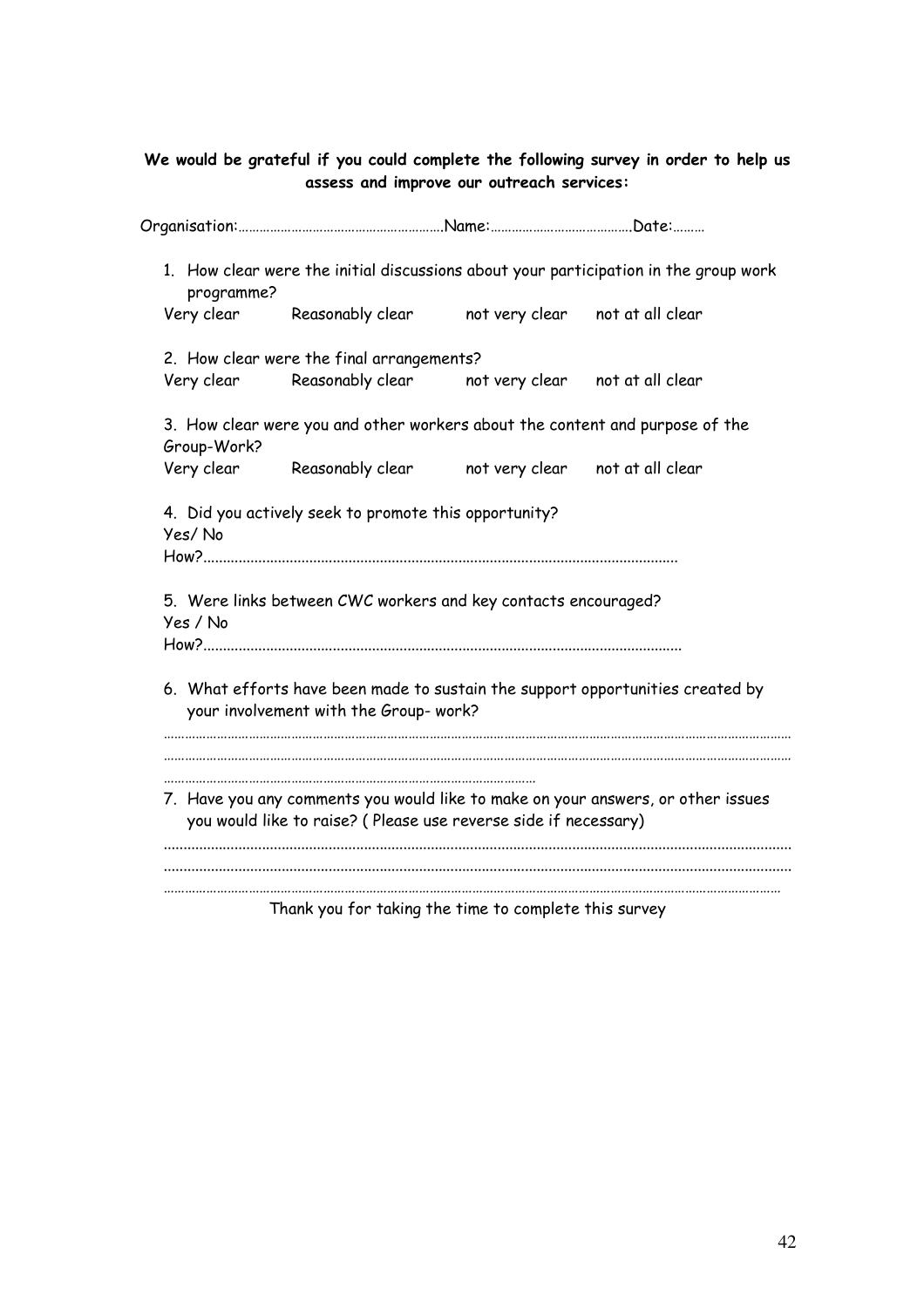**We would be grateful if you could complete the following survey in order to help us assess and improve our outreach services:**

Organisation:……………………………………………………Name:…………………………………Date:………

1. How clear were the initial discussions about your participation in the group work programme?

   Very clear Reasonably clear not very clear not at all clear

2. How clear were the final arrangements?

   Very clear Reasonably clear not very clear not at all clear

3. How clear were you and other workers about the content and purpose of the Group-Work?

   Very clear Reasonably clear not very clear not at all clear

4. Did you actively seek to promote this opportunity?

   Yes/ No

   How?..........................................................................................................................

5. Were links between CWC workers and key contacts encouraged?

   Yes / No

   How?..........................................................................................................................

6. What efforts have been made to sustain the support opportunities created by your involvement with the Group- work?

   ……………………………………………………………………………………………………………………………………………………
   ……………………………………………………………………………………………………………………………………………………
   ……………………………………………………………………………………………

7. Have you any comments you would like to make on your answers, or other issues you would like to raise? ( Please use reverse side if necessary)

   ..............................................................................................................................................
   ..............................................................................................................................................
   ……………………………………………………………………………………………………………………………………………………

Thank you for taking the time to complete this survey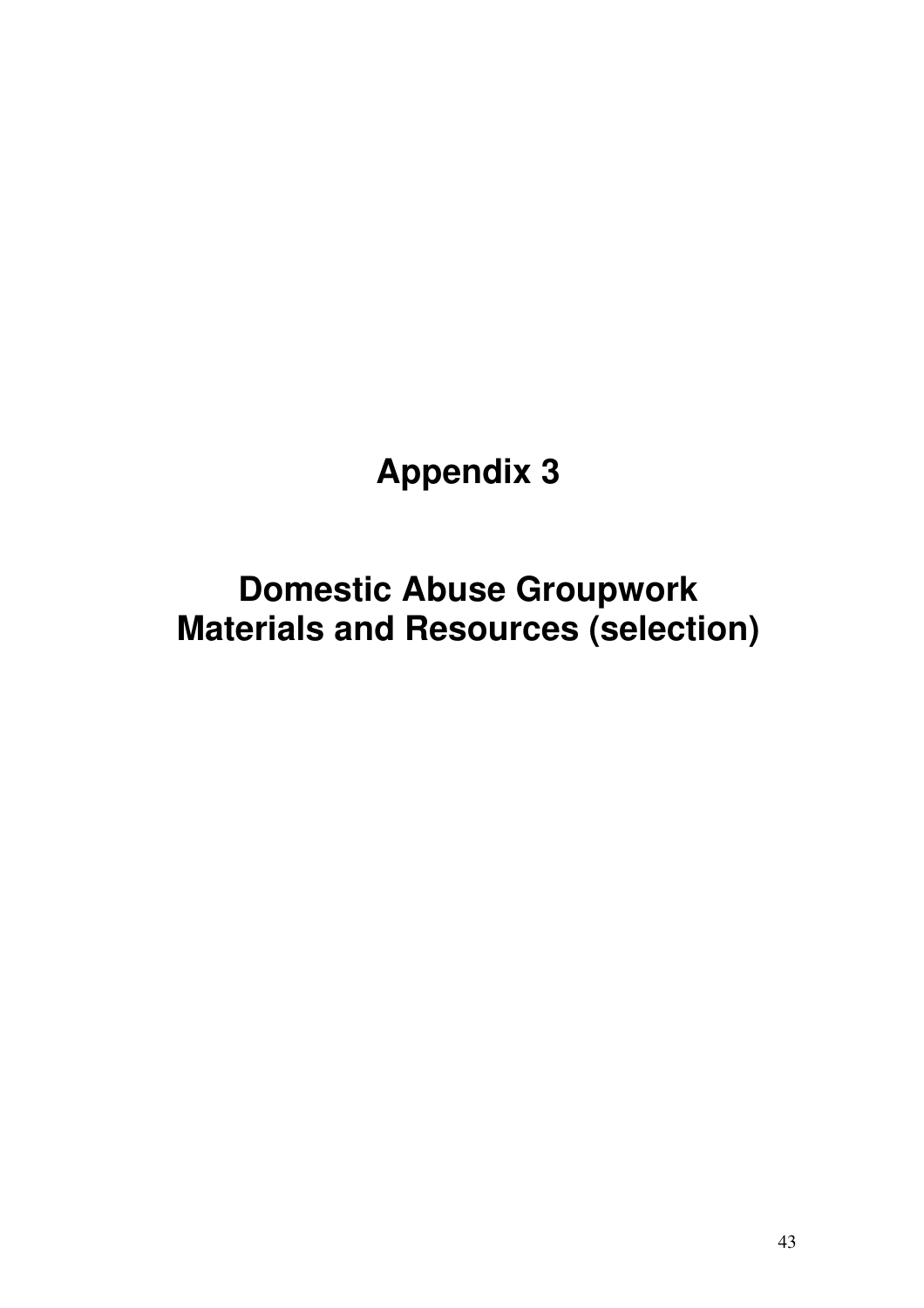# Appendix 3

# Domestic Abuse Groupwork Materials and Resources (selection)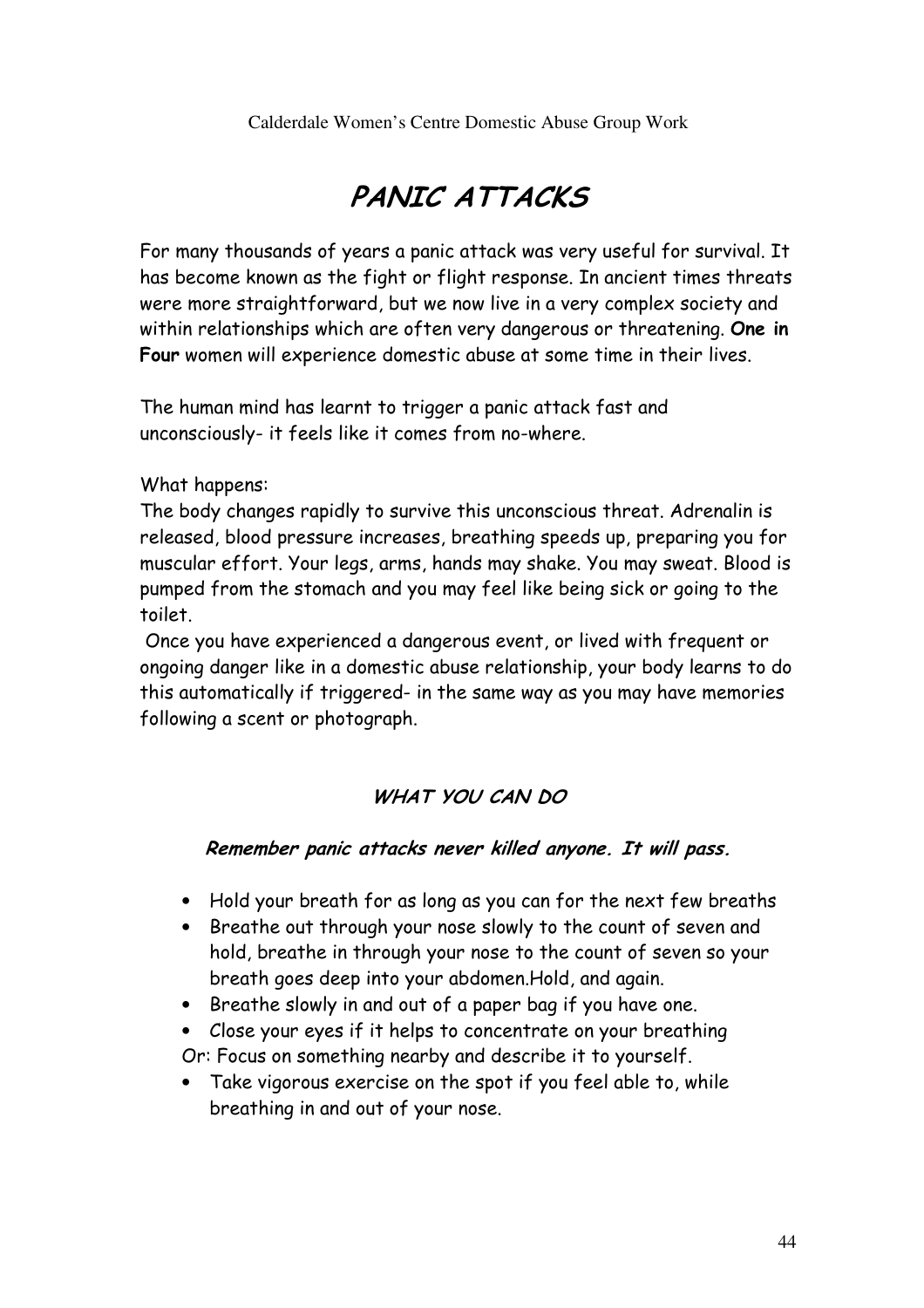# PANIC ATTACKS

For many thousands of years a panic attack was very useful for survival. It has become known as the fight or flight response. In ancient times threats were more straightforward, but we now live in a very complex society and within relationships which are often very dangerous or threatening. **One in Four** women will experience domestic abuse at some time in their lives.

The human mind has learnt to trigger a panic attack fast and unconsciously- it feels like it comes from no-where.

What happens:
The body changes rapidly to survive this unconscious threat. Adrenalin is released, blood pressure increases, breathing speeds up, preparing you for muscular effort. Your legs, arms, hands may shake. You may sweat. Blood is pumped from the stomach and you may feel like being sick or going to the toilet.
Once you have experienced a dangerous event, or lived with frequent or ongoing danger like in a domestic abuse relationship, your body learns to do this automatically if triggered- in the same way as you may have memories following a scent or photograph.

## WHAT YOU CAN DO

***Remember panic attacks never killed anyone. It will pass.***

- Hold your breath for as long as you can for the next few breaths
- Breathe out through your nose slowly to the count of seven and hold, breathe in through your nose to the count of seven so your breath goes deep into your abdomen.Hold, and again.
- Breathe slowly in and out of a paper bag if you have one.
- Close your eyes if it helps to concentrate on your breathing

Or: Focus on something nearby and describe it to yourself.

- Take vigorous exercise on the spot if you feel able to, while breathing in and out of your nose.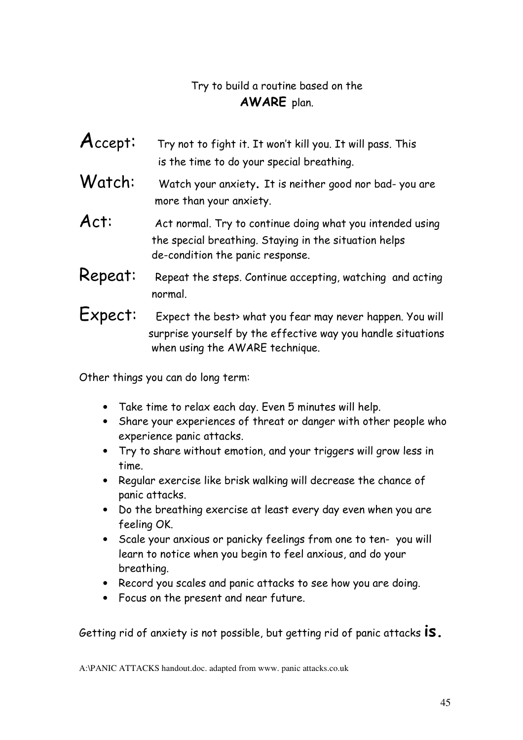Try to build a routine based on the
**AWARE** plan.

**Accept:** Try not to fight it. It won't kill you. It will pass. This is the time to do your special breathing.

**Watch:** Watch your anxiety. It is neither good nor bad- you are more than your anxiety.

**Act:** Act normal. Try to continue doing what you intended using the special breathing. Staying in the situation helps de-condition the panic response.

**Repeat:** Repeat the steps. Continue accepting, watching and acting normal.

**Expect:** Expect the best> what you fear may never happen. You will surprise yourself by the effective way you handle situations when using the AWARE technique.

Other things you can do long term:

- Take time to relax each day. Even 5 minutes will help.
- Share your experiences of threat or danger with other people who experience panic attacks.
- Try to share without emotion, and your triggers will grow less in time.
- Regular exercise like brisk walking will decrease the chance of panic attacks.
- Do the breathing exercise at least every day even when you are feeling OK.
- Scale your anxious or panicky feelings from one to ten- you will learn to notice when you begin to feel anxious, and do your breathing.
- Record you scales and panic attacks to see how you are doing.
- Focus on the present and near future.

Getting rid of anxiety is not possible, but getting rid of panic attacks **is.**

A:\PANIC ATTACKS handout.doc. adapted from www. panic attacks.co.uk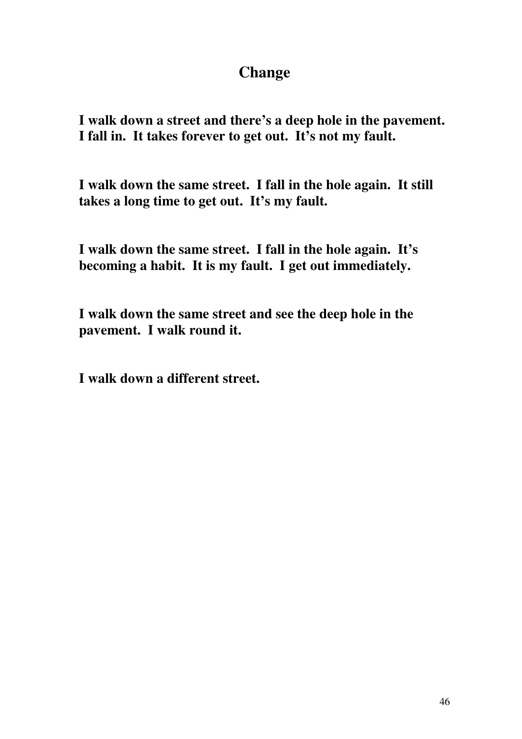## Change

**I walk down a street and there's a deep hole in the pavement. I fall in. It takes forever to get out. It's not my fault.**

**I walk down the same street. I fall in the hole again. It still takes a long time to get out. It's my fault.**

**I walk down the same street. I fall in the hole again. It's becoming a habit. It is my fault. I get out immediately.**

**I walk down the same street and see the deep hole in the pavement. I walk round it.**

**I walk down a different street.**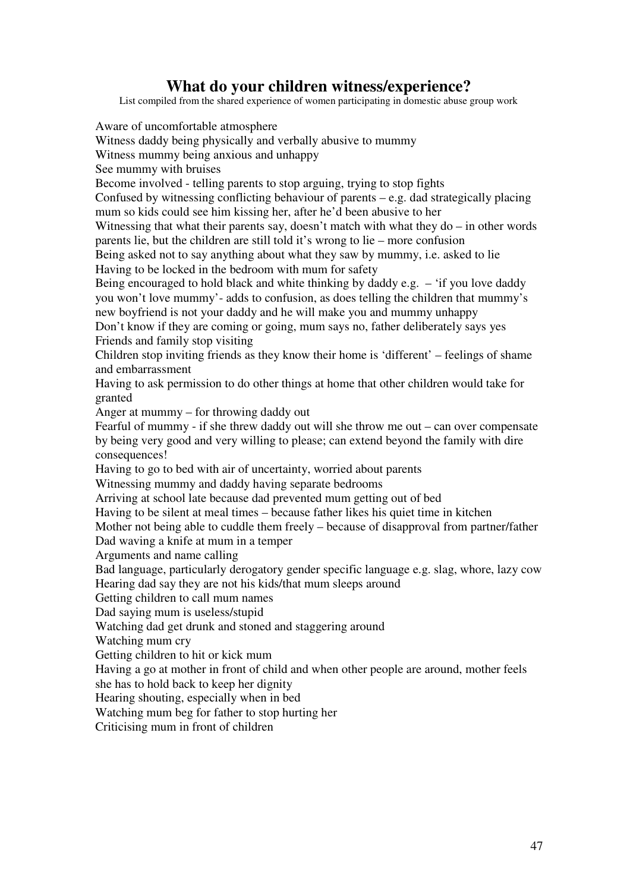# What do your children witness/experience?

List compiled from the shared experience of women participating in domestic abuse group work

Aware of uncomfortable atmosphere
Witness daddy being physically and verbally abusive to mummy
Witness mummy being anxious and unhappy
See mummy with bruises
Become involved - telling parents to stop arguing, trying to stop fights
Confused by witnessing conflicting behaviour of parents – e.g. dad strategically placing mum so kids could see him kissing her, after he'd been abusive to her
Witnessing that what their parents say, doesn't match with what they do – in other words parents lie, but the children are still told it's wrong to lie – more confusion
Being asked not to say anything about what they saw by mummy, i.e. asked to lie
Having to be locked in the bedroom with mum for safety
Being encouraged to hold black and white thinking by daddy e.g. – 'if you love daddy you won't love mummy'- adds to confusion, as does telling the children that mummy's new boyfriend is not your daddy and he will make you and mummy unhappy
Don't know if they are coming or going, mum says no, father deliberately says yes
Friends and family stop visiting
Children stop inviting friends as they know their home is 'different' – feelings of shame and embarrassment
Having to ask permission to do other things at home that other children would take for granted
Anger at mummy – for throwing daddy out
Fearful of mummy - if she threw daddy out will she throw me out – can over compensate by being very good and very willing to please; can extend beyond the family with dire consequences!
Having to go to bed with air of uncertainty, worried about parents
Witnessing mummy and daddy having separate bedrooms
Arriving at school late because dad prevented mum getting out of bed
Having to be silent at meal times – because father likes his quiet time in kitchen
Mother not being able to cuddle them freely – because of disapproval from partner/father
Dad waving a knife at mum in a temper
Arguments and name calling
Bad language, particularly derogatory gender specific language e.g. slag, whore, lazy cow
Hearing dad say they are not his kids/that mum sleeps around
Getting children to call mum names
Dad saying mum is useless/stupid
Watching dad get drunk and stoned and staggering around
Watching mum cry
Getting children to hit or kick mum
Having a go at mother in front of child and when other people are around, mother feels she has to hold back to keep her dignity
Hearing shouting, especially when in bed
Watching mum beg for father to stop hurting her
Criticising mum in front of children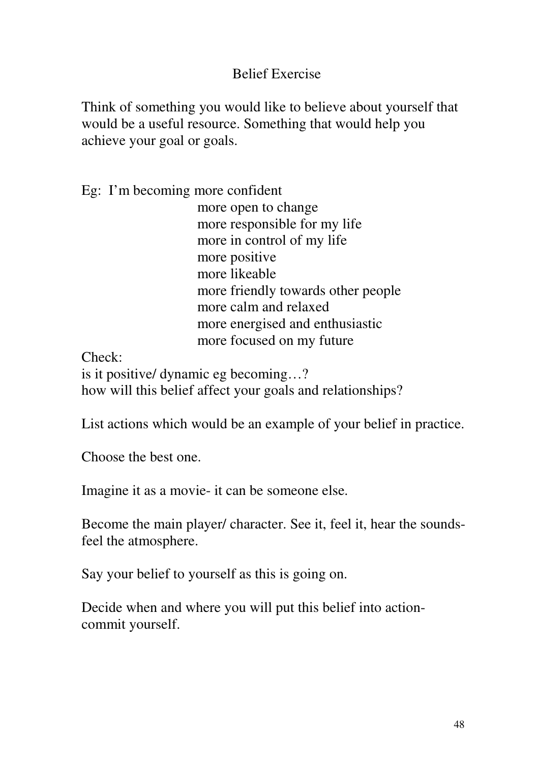## Belief Exercise

Think of something you would like to believe about yourself that would be a useful resource. Something that would help you achieve your goal or goals.

Eg: I'm becoming more confident
- more open to change
- more responsible for my life
- more in control of my life
- more positive
- more likeable
- more friendly towards other people
- more calm and relaxed
- more energised and enthusiastic
- more focused on my future

Check:
is it positive/ dynamic eg becoming…?
how will this belief affect your goals and relationships?

List actions which would be an example of your belief in practice.

Choose the best one.

Imagine it as a movie- it can be someone else.

Become the main player/ character. See it, feel it, hear the sounds- feel the atmosphere.

Say your belief to yourself as this is going on.

Decide when and where you will put this belief into action- commit yourself.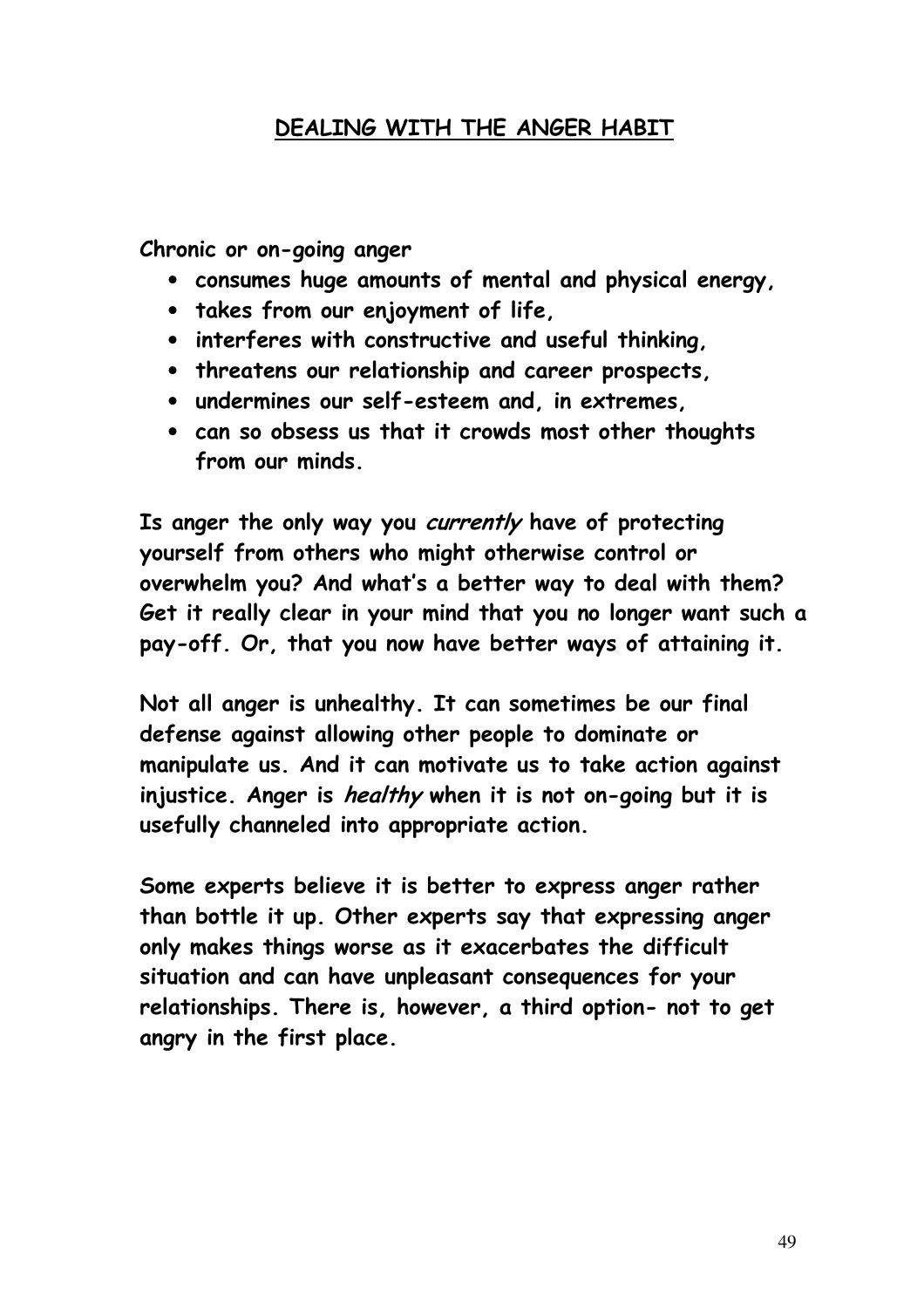## DEALING WITH THE ANGER HABIT

**Chronic or on-going anger**

- **consumes huge amounts of mental and physical energy,**
- **takes from our enjoyment of life,**
- **interferes with constructive and useful thinking,**
- **threatens our relationship and career prospects,**
- **undermines our self-esteem and, in extremes,**
- **can so obsess us that it crowds most other thoughts from our minds.**

**Is anger the only way you *currently* have of protecting yourself from others who might otherwise control or overwhelm you? And what's a better way to deal with them? Get it really clear in your mind that you no longer want such a pay-off. Or, that you now have better ways of attaining it.**

**Not all anger is unhealthy. It can sometimes be our final defense against allowing other people to dominate or manipulate us. And it can motivate us to take action against injustice. Anger is *healthy* when it is not on-going but it is usefully channeled into appropriate action.**

**Some experts believe it is better to express anger rather than bottle it up. Other experts say that expressing anger only makes things worse as it exacerbates the difficult situation and can have unpleasant consequences for your relationships. There is, however, a third option- not to get angry in the first place.**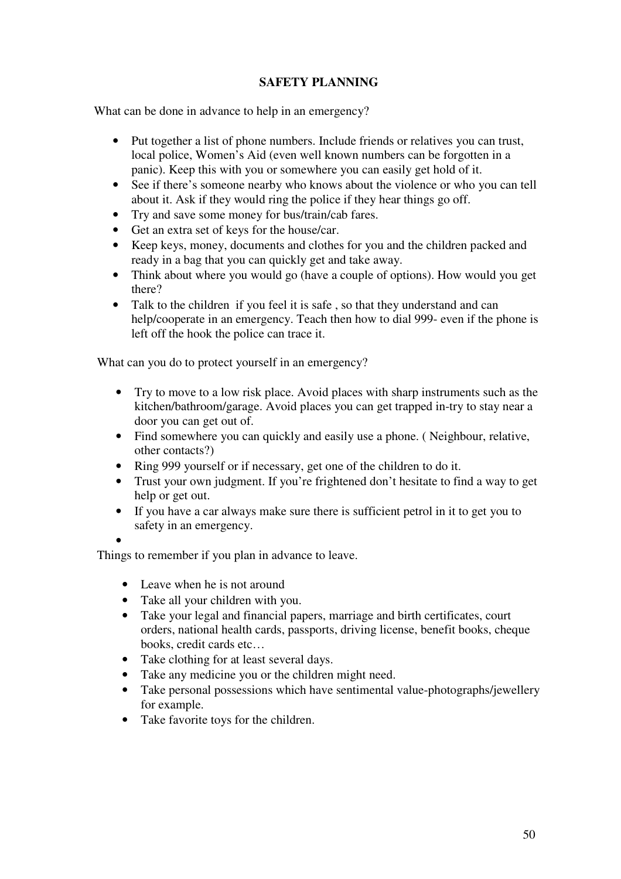## SAFETY PLANNING

What can be done in advance to help in an emergency?

- Put together a list of phone numbers. Include friends or relatives you can trust, local police, Women's Aid (even well known numbers can be forgotten in a panic). Keep this with you or somewhere you can easily get hold of it.
- See if there's someone nearby who knows about the violence or who you can tell about it. Ask if they would ring the police if they hear things go off.
- Try and save some money for bus/train/cab fares.
- Get an extra set of keys for the house/car.
- Keep keys, money, documents and clothes for you and the children packed and ready in a bag that you can quickly get and take away.
- Think about where you would go (have a couple of options). How would you get there?
- Talk to the children if you feel it is safe , so that they understand and can help/cooperate in an emergency. Teach then how to dial 999- even if the phone is left off the hook the police can trace it.

What can you do to protect yourself in an emergency?

- Try to move to a low risk place. Avoid places with sharp instruments such as the kitchen/bathroom/garage. Avoid places you can get trapped in-try to stay near a door you can get out of.
- Find somewhere you can quickly and easily use a phone. ( Neighbour, relative, other contacts?)
- Ring 999 yourself or if necessary, get one of the children to do it.
- Trust your own judgment. If you're frightened don't hesitate to find a way to get help or get out.
- If you have a car always make sure there is sufficient petrol in it to get you to safety in an emergency.

Things to remember if you plan in advance to leave.

- Leave when he is not around
- Take all your children with you.
- Take your legal and financial papers, marriage and birth certificates, court orders, national health cards, passports, driving license, benefit books, cheque books, credit cards etc…
- Take clothing for at least several days.
- Take any medicine you or the children might need.
- Take personal possessions which have sentimental value-photographs/jewellery for example.
- Take favorite toys for the children.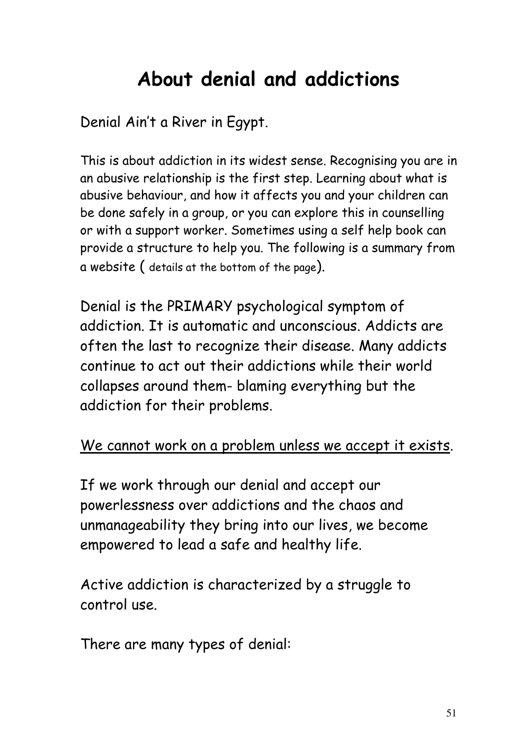# About denial and addictions

Denial Ain't a River in Egypt.

This is about addiction in its widest sense. Recognising you are in an abusive relationship is the first step. Learning about what is abusive behaviour, and how it affects you and your children can be done safely in a group, or you can explore this in counselling or with a support worker. Sometimes using a self help book can provide a structure to help you. The following is a summary from a website ( details at the bottom of the page).

Denial is the PRIMARY psychological symptom of addiction. It is automatic and unconscious. Addicts are often the last to recognize their disease. Many addicts continue to act out their addictions while their world collapses around them- blaming everything but the addiction for their problems.

<u>We cannot work on a problem unless we accept it exists</u>.

If we work through our denial and accept our powerlessness over addictions and the chaos and unmanageability they bring into our lives, we become empowered to lead a safe and healthy life.

Active addiction is characterized by a struggle to control use.

There are many types of denial: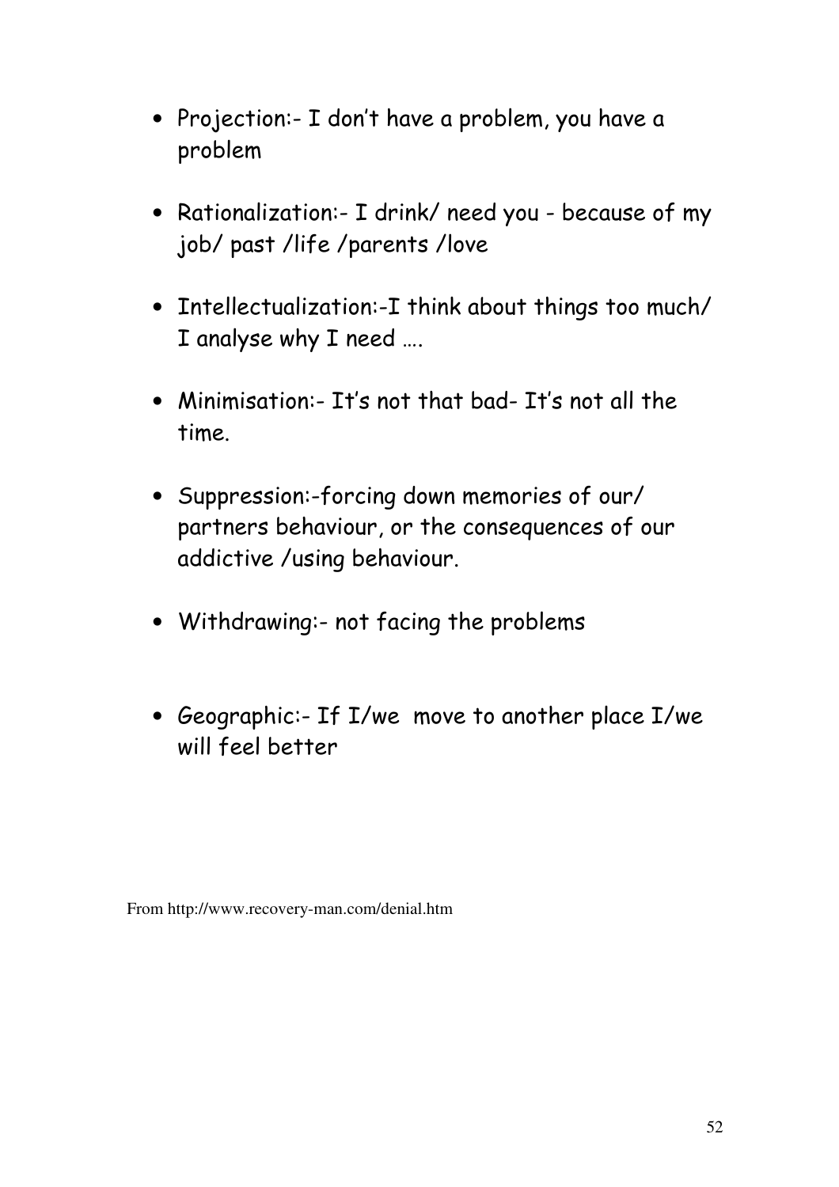- Projection:- I don't have a problem, you have a problem

- Rationalization:- I drink/ need you - because of my job/ past /life /parents /love

- Intellectualization:-I think about things too much/ I analyse why I need ….

- Minimisation:- It's not that bad- It's not all the time.

- Suppression:-forcing down memories of our/ partners behaviour, or the consequences of our addictive /using behaviour.

- Withdrawing:- not facing the problems

- Geographic:- If I/we move to another place I/we will feel better

From http://www.recovery-man.com/denial.htm